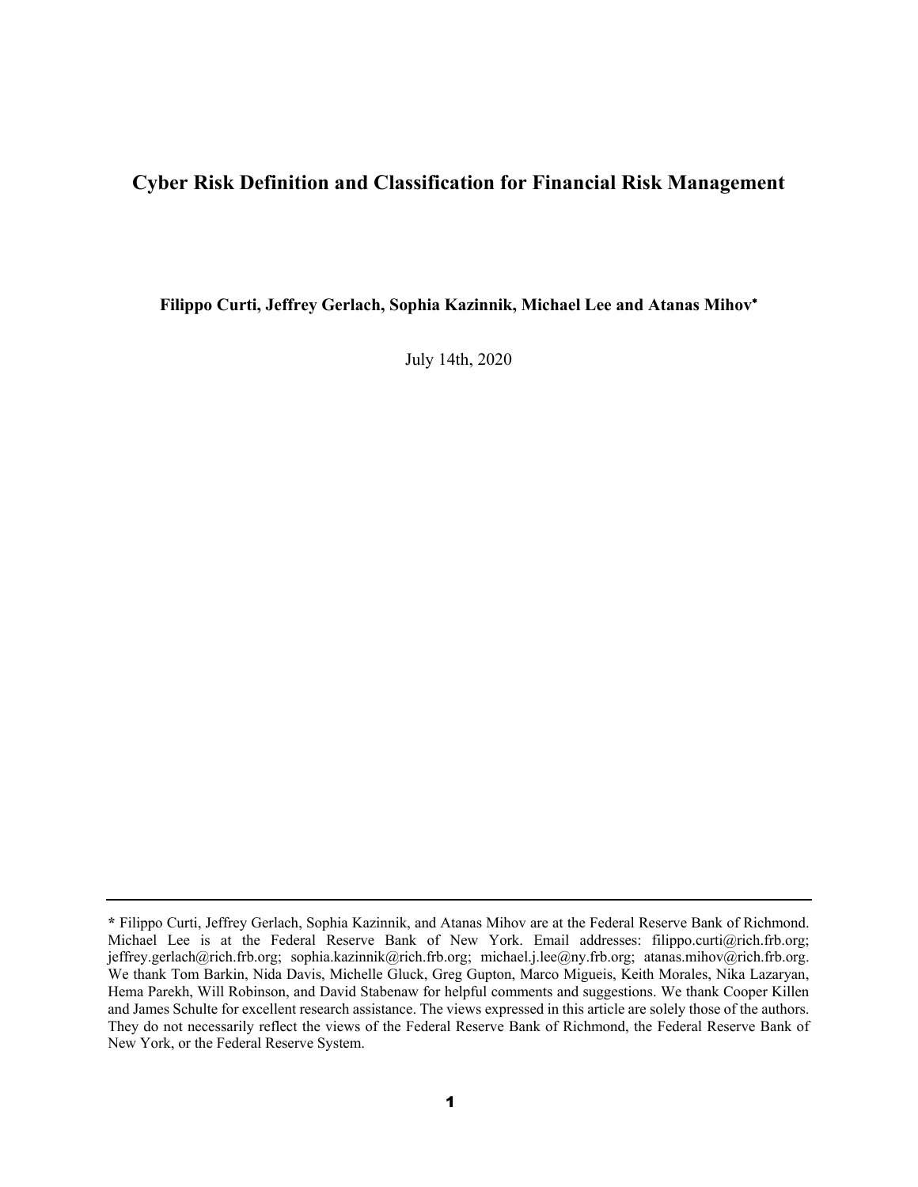# Cyber Risk Definition and Classification for Financial Risk Management

**Filippo Curti, Jeffrey Gerlach, Sophia Kazinnik, Michael Lee and Atanas Mihov***

July 14th, 2020

---

**\*** Filippo Curti, Jeffrey Gerlach, Sophia Kazinnik, and Atanas Mihov are at the Federal Reserve Bank of Richmond. Michael Lee is at the Federal Reserve Bank of New York. Email addresses: filippo.curti@rich.frb.org; jeffrey.gerlach@rich.frb.org; sophia.kazinnik@rich.frb.org; michael.j.lee@ny.frb.org; atanas.mihov@rich.frb.org. We thank Tom Barkin, Nida Davis, Michelle Gluck, Greg Gupton, Marco Migueis, Keith Morales, Nika Lazaryan, Hema Parekh, Will Robinson, and David Stabenaw for helpful comments and suggestions. We thank Cooper Killen and James Schulte for excellent research assistance. The views expressed in this article are solely those of the authors. They do not necessarily reflect the views of the Federal Reserve Bank of Richmond, the Federal Reserve Bank of New York, or the Federal Reserve System.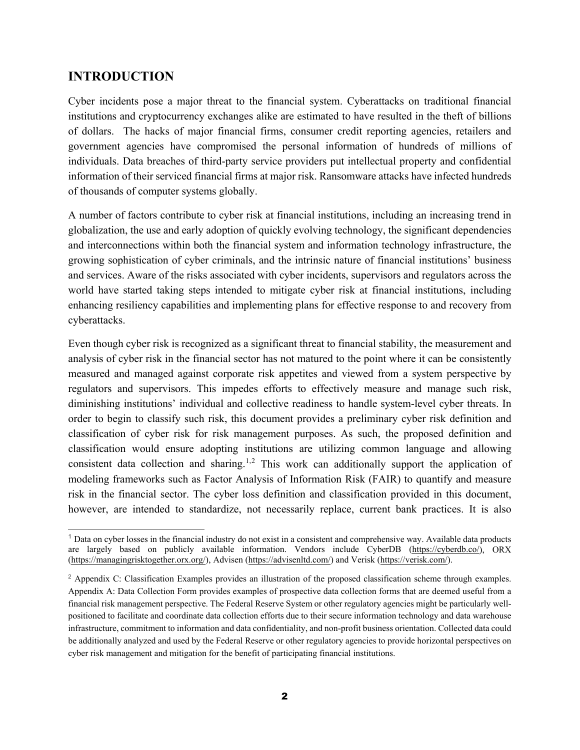## INTRODUCTION

Cyber incidents pose a major threat to the financial system. Cyberattacks on traditional financial institutions and cryptocurrency exchanges alike are estimated to have resulted in the theft of billions of dollars. The hacks of major financial firms, consumer credit reporting agencies, retailers and government agencies have compromised the personal information of hundreds of millions of individuals. Data breaches of third-party service providers put intellectual property and confidential information of their serviced financial firms at major risk. Ransomware attacks have infected hundreds of thousands of computer systems globally.

A number of factors contribute to cyber risk at financial institutions, including an increasing trend in globalization, the use and early adoption of quickly evolving technology, the significant dependencies and interconnections within both the financial system and information technology infrastructure, the growing sophistication of cyber criminals, and the intrinsic nature of financial institutions' business and services. Aware of the risks associated with cyber incidents, supervisors and regulators across the world have started taking steps intended to mitigate cyber risk at financial institutions, including enhancing resiliency capabilities and implementing plans for effective response to and recovery from cyberattacks.

Even though cyber risk is recognized as a significant threat to financial stability, the measurement and analysis of cyber risk in the financial sector has not matured to the point where it can be consistently measured and managed against corporate risk appetites and viewed from a system perspective by regulators and supervisors. This impedes efforts to effectively measure and manage such risk, diminishing institutions' individual and collective readiness to handle system-level cyber threats. In order to begin to classify such risk, this document provides a preliminary cyber risk definition and classification of cyber risk for risk management purposes. As such, the proposed definition and classification would ensure adopting institutions are utilizing common language and allowing consistent data collection and sharing.[1,2] This work can additionally support the application of modeling frameworks such as Factor Analysis of Information Risk (FAIR) to quantify and measure risk in the financial sector. The cyber loss definition and classification provided in this document, however, are intended to standardize, not necessarily replace, current bank practices. It is also

[1] Data on cyber losses in the financial industry do not exist in a consistent and comprehensive way. Available data products are largely based on publicly available information. Vendors include CyberDB (https://cyberdb.co/), ORX (https://managingrisktogether.orx.org/), Advisen (https://advisenltd.com/) and Verisk (https://verisk.com/).

[2] Appendix C: Classification Examples provides an illustration of the proposed classification scheme through examples. Appendix A: Data Collection Form provides examples of prospective data collection forms that are deemed useful from a financial risk management perspective. The Federal Reserve System or other regulatory agencies might be particularly well-positioned to facilitate and coordinate data collection efforts due to their secure information technology and data warehouse infrastructure, commitment to information and data confidentiality, and non-profit business orientation. Collected data could be additionally analyzed and used by the Federal Reserve or other regulatory agencies to provide horizontal perspectives on cyber risk management and mitigation for the benefit of participating financial institutions.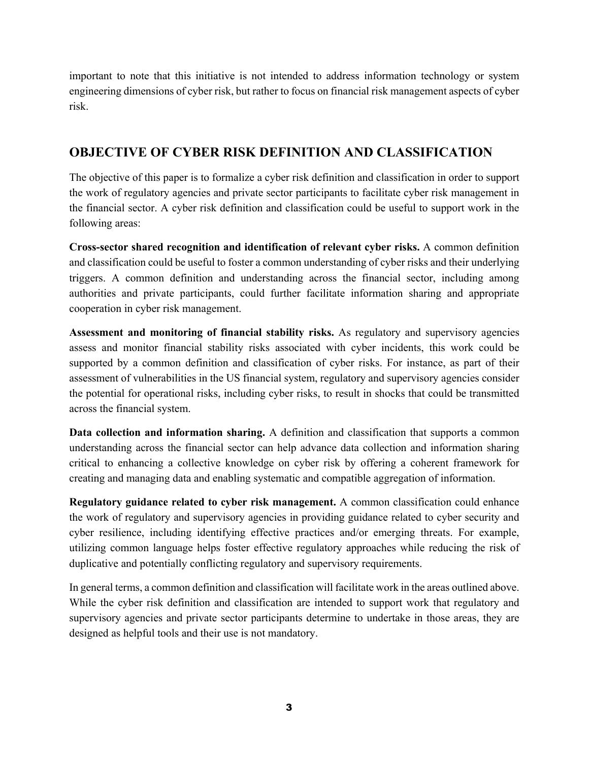important to note that this initiative is not intended to address information technology or system engineering dimensions of cyber risk, but rather to focus on financial risk management aspects of cyber risk.

## OBJECTIVE OF CYBER RISK DEFINITION AND CLASSIFICATION

The objective of this paper is to formalize a cyber risk definition and classification in order to support the work of regulatory agencies and private sector participants to facilitate cyber risk management in the financial sector. A cyber risk definition and classification could be useful to support work in the following areas:

**Cross-sector shared recognition and identification of relevant cyber risks.** A common definition and classification could be useful to foster a common understanding of cyber risks and their underlying triggers. A common definition and understanding across the financial sector, including among authorities and private participants, could further facilitate information sharing and appropriate cooperation in cyber risk management.

**Assessment and monitoring of financial stability risks.** As regulatory and supervisory agencies assess and monitor financial stability risks associated with cyber incidents, this work could be supported by a common definition and classification of cyber risks. For instance, as part of their assessment of vulnerabilities in the US financial system, regulatory and supervisory agencies consider the potential for operational risks, including cyber risks, to result in shocks that could be transmitted across the financial system.

**Data collection and information sharing.** A definition and classification that supports a common understanding across the financial sector can help advance data collection and information sharing critical to enhancing a collective knowledge on cyber risk by offering a coherent framework for creating and managing data and enabling systematic and compatible aggregation of information.

**Regulatory guidance related to cyber risk management.** A common classification could enhance the work of regulatory and supervisory agencies in providing guidance related to cyber security and cyber resilience, including identifying effective practices and/or emerging threats. For example, utilizing common language helps foster effective regulatory approaches while reducing the risk of duplicative and potentially conflicting regulatory and supervisory requirements.

In general terms, a common definition and classification will facilitate work in the areas outlined above. While the cyber risk definition and classification are intended to support work that regulatory and supervisory agencies and private sector participants determine to undertake in those areas, they are designed as helpful tools and their use is not mandatory.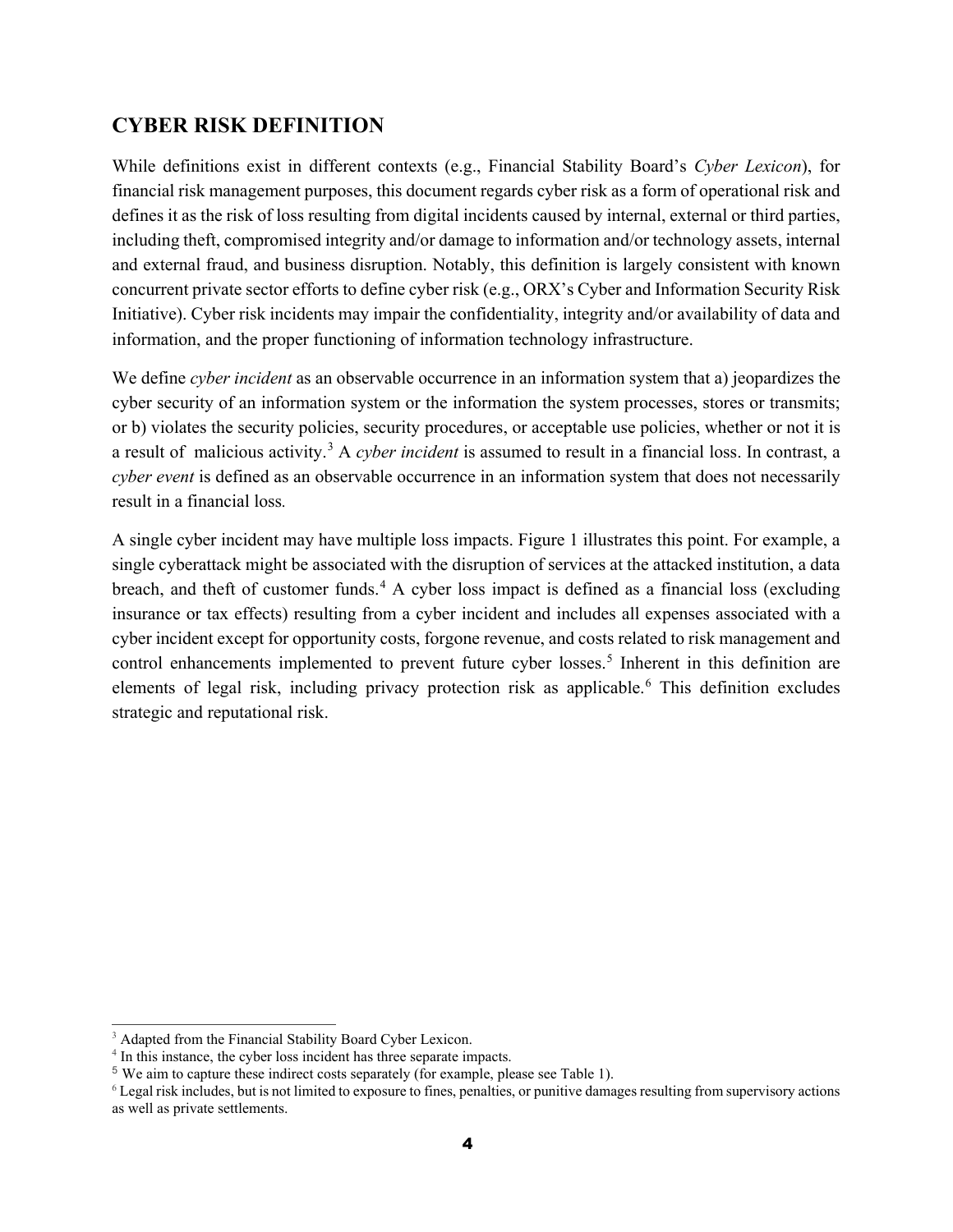## CYBER RISK DEFINITION

While definitions exist in different contexts (e.g., Financial Stability Board's *Cyber Lexicon*), for financial risk management purposes, this document regards cyber risk as a form of operational risk and defines it as the risk of loss resulting from digital incidents caused by internal, external or third parties, including theft, compromised integrity and/or damage to information and/or technology assets, internal and external fraud, and business disruption. Notably, this definition is largely consistent with known concurrent private sector efforts to define cyber risk (e.g., ORX's Cyber and Information Security Risk Initiative). Cyber risk incidents may impair the confidentiality, integrity and/or availability of data and information, and the proper functioning of information technology infrastructure.

We define *cyber incident* as an observable occurrence in an information system that a) jeopardizes the cyber security of an information system or the information the system processes, stores or transmits; or b) violates the security policies, security procedures, or acceptable use policies, whether or not it is a result of malicious activity.[3] A *cyber incident* is assumed to result in a financial loss. In contrast, a *cyber event* is defined as an observable occurrence in an information system that does not necessarily result in a financial loss.

A single cyber incident may have multiple loss impacts. Figure 1 illustrates this point. For example, a single cyberattack might be associated with the disruption of services at the attacked institution, a data breach, and theft of customer funds.[4] A cyber loss impact is defined as a financial loss (excluding insurance or tax effects) resulting from a cyber incident and includes all expenses associated with a cyber incident except for opportunity costs, forgone revenue, and costs related to risk management and control enhancements implemented to prevent future cyber losses.[5] Inherent in this definition are elements of legal risk, including privacy protection risk as applicable.[6] This definition excludes strategic and reputational risk.

---

[3] Adapted from the Financial Stability Board Cyber Lexicon.

[4] In this instance, the cyber loss incident has three separate impacts.

[5] We aim to capture these indirect costs separately (for example, please see Table 1).

[6] Legal risk includes, but is not limited to exposure to fines, penalties, or punitive damages resulting from supervisory actions as well as private settlements.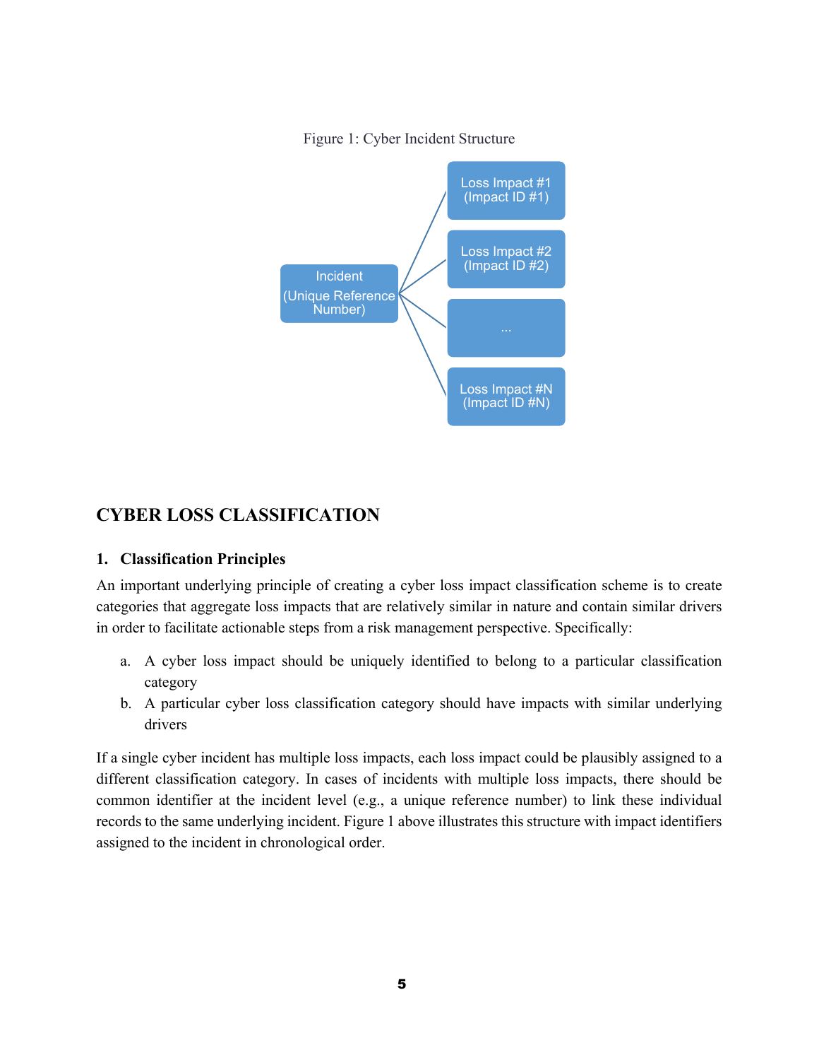Figure 1: Cyber Incident Structure

Incident (Unique Reference Number)

Loss Impact #1 (Impact ID #1)

Loss Impact #2 (Impact ID #2)

...

Loss Impact #N (Impact ID #N)

## CYBER LOSS CLASSIFICATION

### 1. Classification Principles

An important underlying principle of creating a cyber loss impact classification scheme is to create categories that aggregate loss impacts that are relatively similar in nature and contain similar drivers in order to facilitate actionable steps from a risk management perspective. Specifically:

a. A cyber loss impact should be uniquely identified to belong to a particular classification category
b. A particular cyber loss classification category should have impacts with similar underlying drivers

If a single cyber incident has multiple loss impacts, each loss impact could be plausibly assigned to a different classification category. In cases of incidents with multiple loss impacts, there should be common identifier at the incident level (e.g., a unique reference number) to link these individual records to the same underlying incident. Figure 1 above illustrates this structure with impact identifiers assigned to the incident in chronological order.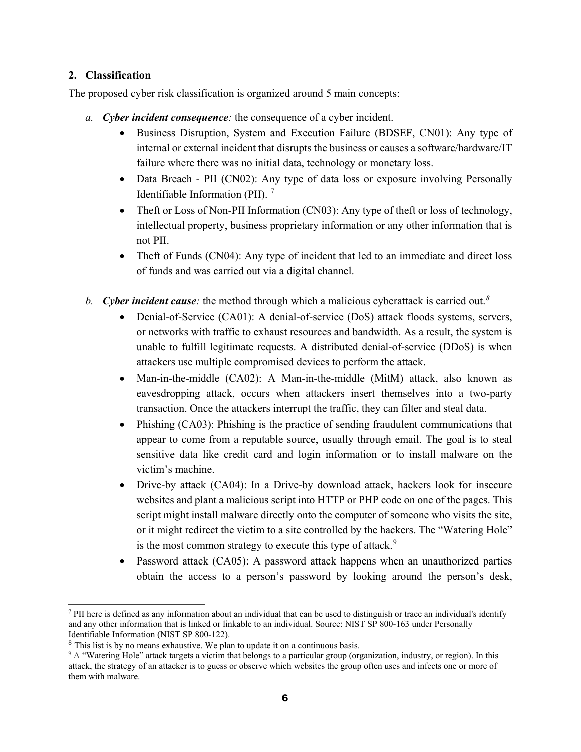## 2. Classification

The proposed cyber risk classification is organized around 5 main concepts:

a. ***Cyber incident consequence****:* the consequence of a cyber incident.
   - Business Disruption, System and Execution Failure (BDSEF, CN01): Any type of internal or external incident that disrupts the business or causes a software/hardware/IT failure where there was no initial data, technology or monetary loss.
   - Data Breach - PII (CN02): Any type of data loss or exposure involving Personally Identifiable Information (PII). [7]
   - Theft or Loss of Non-PII Information (CN03): Any type of theft or loss of technology, intellectual property, business proprietary information or any other information that is not PII.
   - Theft of Funds (CN04): Any type of incident that led to an immediate and direct loss of funds and was carried out via a digital channel.

b. ***Cyber incident cause****:* the method through which a malicious cyberattack is carried out.[8]
   - Denial-of-Service (CA01): A denial-of-service (DoS) attack floods systems, servers, or networks with traffic to exhaust resources and bandwidth. As a result, the system is unable to fulfill legitimate requests. A distributed denial-of-service (DDoS) is when attackers use multiple compromised devices to perform the attack.
   - Man-in-the-middle (CA02): A Man-in-the-middle (MitM) attack, also known as eavesdropping attack, occurs when attackers insert themselves into a two-party transaction. Once the attackers interrupt the traffic, they can filter and steal data.
   - Phishing (CA03): Phishing is the practice of sending fraudulent communications that appear to come from a reputable source, usually through email. The goal is to steal sensitive data like credit card and login information or to install malware on the victim's machine.
   - Drive-by attack (CA04): In a Drive-by download attack, hackers look for insecure websites and plant a malicious script into HTTP or PHP code on one of the pages. This script might install malware directly onto the computer of someone who visits the site, or it might redirect the victim to a site controlled by the hackers. The "Watering Hole" is the most common strategy to execute this type of attack.[9]
   - Password attack (CA05): A password attack happens when an unauthorized parties obtain the access to a person's password by looking around the person's desk,

---

[7] PII here is defined as any information about an individual that can be used to distinguish or trace an individual's identify and any other information that is linked or linkable to an individual. Source: NIST SP 800-163 under Personally Identifiable Information (NIST SP 800-122).

[8] This list is by no means exhaustive. We plan to update it on a continuous basis.

[9] A "Watering Hole" attack targets a victim that belongs to a particular group (organization, industry, or region). In this attack, the strategy of an attacker is to guess or observe which websites the group often uses and infects one or more of them with malware.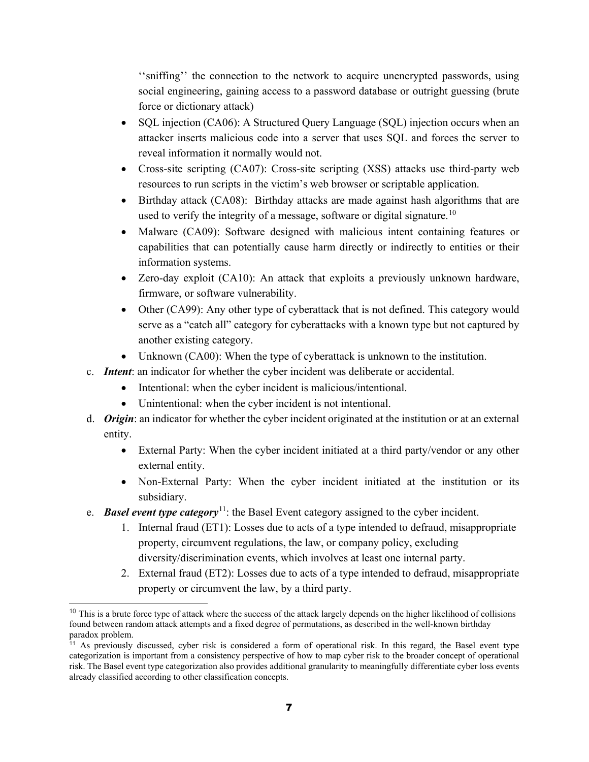‘‘sniffing’’ the connection to the network to acquire unencrypted passwords, using social engineering, gaining access to a password database or outright guessing (brute force or dictionary attack)

- SQL injection (CA06): A Structured Query Language (SQL) injection occurs when an attacker inserts malicious code into a server that uses SQL and forces the server to reveal information it normally would not.
- Cross-site scripting (CA07): Cross-site scripting (XSS) attacks use third-party web resources to run scripts in the victim’s web browser or scriptable application.
- Birthday attack (CA08): Birthday attacks are made against hash algorithms that are used to verify the integrity of a message, software or digital signature.[10]
- Malware (CA09): Software designed with malicious intent containing features or capabilities that can potentially cause harm directly or indirectly to entities or their information systems.
- Zero-day exploit (CA10): An attack that exploits a previously unknown hardware, firmware, or software vulnerability.
- Other (CA99): Any other type of cyberattack that is not defined. This category would serve as a “catch all” category for cyberattacks with a known type but not captured by another existing category.
- Unknown (CA00): When the type of cyberattack is unknown to the institution.

c. ***Intent***: an indicator for whether the cyber incident was deliberate or accidental.
   - Intentional: when the cyber incident is malicious/intentional.
   - Unintentional: when the cyber incident is not intentional.

d. ***Origin***: an indicator for whether the cyber incident originated at the institution or at an external entity.
   - External Party: When the cyber incident initiated at a third party/vendor or any other external entity.
   - Non-External Party: When the cyber incident initiated at the institution or its subsidiary.

e. ***Basel event type category***[11]: the Basel Event category assigned to the cyber incident.
   1. Internal fraud (ET1): Losses due to acts of a type intended to defraud, misappropriate property, circumvent regulations, the law, or company policy, excluding diversity/discrimination events, which involves at least one internal party.
   2. External fraud (ET2): Losses due to acts of a type intended to defraud, misappropriate property or circumvent the law, by a third party.

---

[10] This is a brute force type of attack where the success of the attack largely depends on the higher likelihood of collisions found between random attack attempts and a fixed degree of permutations, as described in the well-known birthday paradox problem.

[11] As previously discussed, cyber risk is considered a form of operational risk. In this regard, the Basel event type categorization is important from a consistency perspective of how to map cyber risk to the broader concept of operational risk. The Basel event type categorization also provides additional granularity to meaningfully differentiate cyber loss events already classified according to other classification concepts.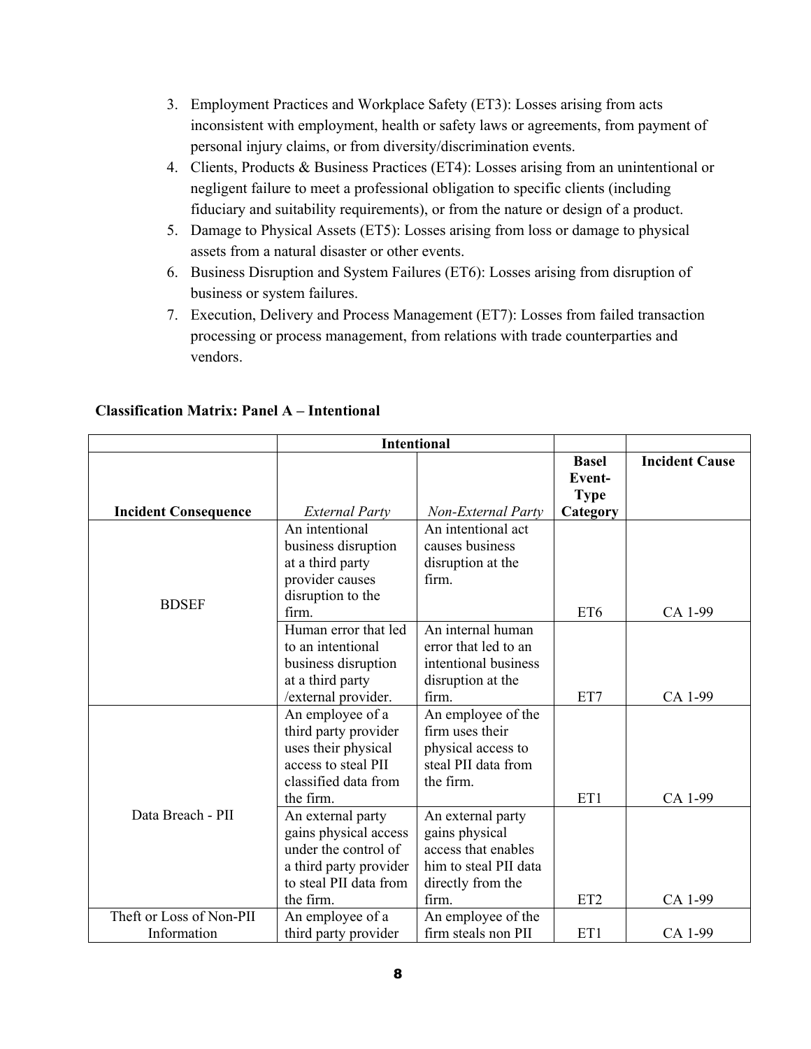3. Employment Practices and Workplace Safety (ET3): Losses arising from acts inconsistent with employment, health or safety laws or agreements, from payment of personal injury claims, or from diversity/discrimination events.
4. Clients, Products & Business Practices (ET4): Losses arising from an unintentional or negligent failure to meet a professional obligation to specific clients (including fiduciary and suitability requirements), or from the nature or design of a product.
5. Damage to Physical Assets (ET5): Losses arising from loss or damage to physical assets from a natural disaster or other events.
6. Business Disruption and System Failures (ET6): Losses arising from disruption of business or system failures.
7. Execution, Delivery and Process Management (ET7): Losses from failed transaction processing or process management, from relations with trade counterparties and vendors.

**Classification Matrix: Panel A – Intentional**

| | Intentional | | | |
|---|---|---|---|---|
| **Incident Consequence** | *External Party* | *Non-External Party* | **Basel Event-Type Category** | **Incident Cause** |
| BDSEF | An intentional business disruption at a third party provider causes disruption to the firm. | An intentional act causes business disruption at the firm. | ET6 | CA 1-99 |
| | Human error that led to an intentional business disruption at a third party /external provider. | An internal human error that led to an intentional business disruption at the firm. | ET7 | CA 1-99 |
| Data Breach - PII | An employee of a third party provider uses their physical access to steal PII classified data from the firm. | An employee of the firm uses their physical access to steal PII data from the firm. | ET1 | CA 1-99 |
| | An external party gains physical access under the control of a third party provider to steal PII data from the firm. | An external party gains physical access that enables him to steal PII data directly from the firm. | ET2 | CA 1-99 |
| Theft or Loss of Non-PII Information | An employee of a third party provider | An employee of the firm steals non PII | ET1 | CA 1-99 |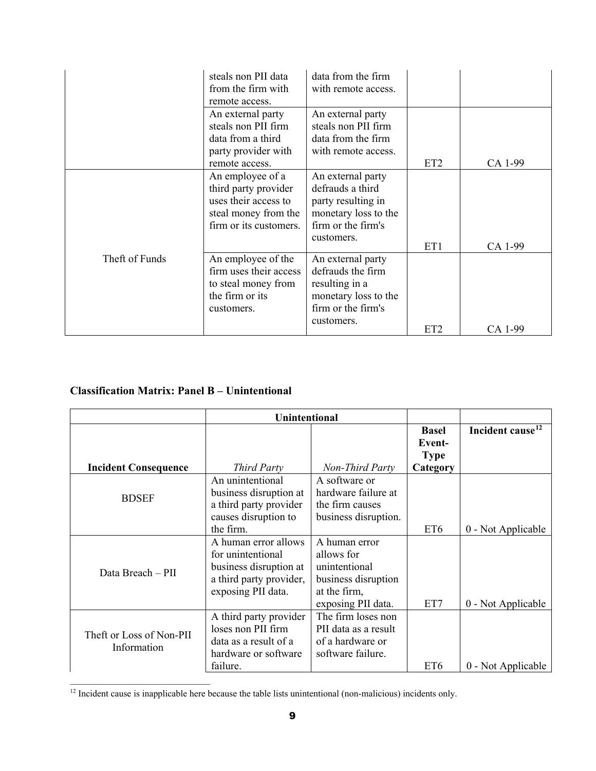| | | | | |
|---|---|---|---|---|
| | steals non PII data from the firm with remote access. | data from the firm with remote access. | | |
| | An external party steals non PII firm data from a third party provider with remote access. | An external party steals non PII firm data from the firm with remote access. | ET2 | CA 1-99 |
| Theft of Funds | An employee of a third party provider uses their access to steal money from the firm or its customers. | An external party defrauds a third party resulting in monetary loss to the firm or the firm's customers. | ET1 | CA 1-99 |
| | An employee of the firm uses their access to steal money from the firm or its customers. | An external party defrauds the firm resulting in a monetary loss to the firm or the firm's customers. | ET2 | CA 1-99 |

**Classification Matrix: Panel B – Unintentional**

| | Unintentional | | | |
|---|---|---|---|---|
| **Incident Consequence** | *Third Party* | *Non-Third Party* | **Basel Event-Type Category** | **Incident cause**[12] |
| BDSEF | An unintentional business disruption at a third party provider causes disruption to the firm. | A software or hardware failure at the firm causes business disruption. | ET6 | 0 - Not Applicable |
| Data Breach – PII | A human error allows for unintentional business disruption at a third party provider, exposing PII data. | A human error allows for unintentional business disruption at the firm, exposing PII data. | ET7 | 0 - Not Applicable |
| Theft or Loss of Non-PII Information | A third party provider loses non PII firm data as a result of a hardware or software failure. | The firm loses non PII data as a result of a hardware or software failure. | ET6 | 0 - Not Applicable |

[12] Incident cause is inapplicable here because the table lists unintentional (non-malicious) incidents only.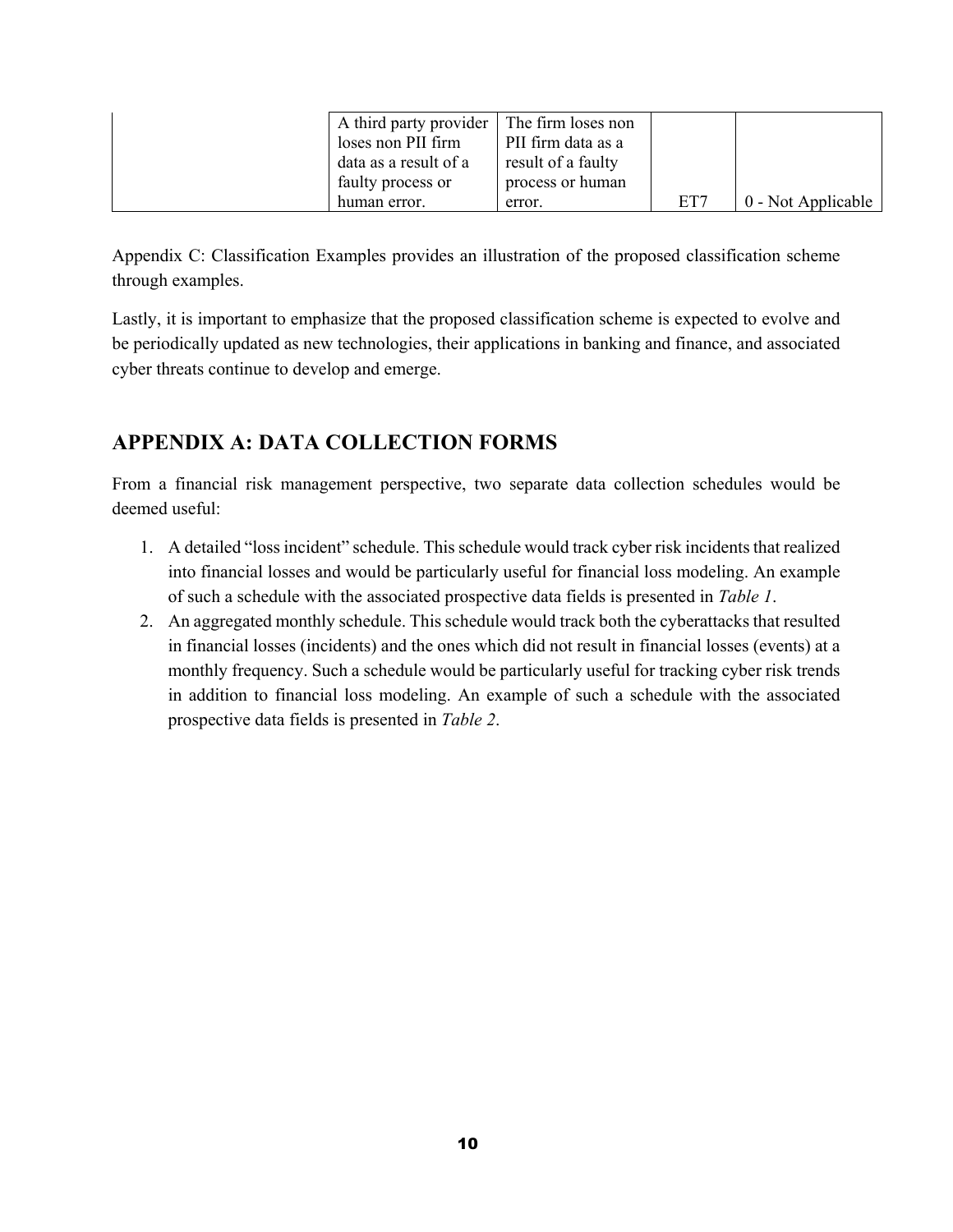| | | | | |
|---|---|---|---|---|
| | A third party provider loses non PII firm data as a result of a faulty process or human error. | The firm loses non PII firm data as a result of a faulty process or human error. | ET7 | 0 - Not Applicable |

Appendix C: Classification Examples provides an illustration of the proposed classification scheme through examples.

Lastly, it is important to emphasize that the proposed classification scheme is expected to evolve and be periodically updated as new technologies, their applications in banking and finance, and associated cyber threats continue to develop and emerge.

## APPENDIX A: DATA COLLECTION FORMS

From a financial risk management perspective, two separate data collection schedules would be deemed useful:

1. A detailed "loss incident" schedule. This schedule would track cyber risk incidents that realized into financial losses and would be particularly useful for financial loss modeling. An example of such a schedule with the associated prospective data fields is presented in *Table 1*.
2. An aggregated monthly schedule. This schedule would track both the cyberattacks that resulted in financial losses (incidents) and the ones which did not result in financial losses (events) at a monthly frequency. Such a schedule would be particularly useful for tracking cyber risk trends in addition to financial loss modeling. An example of such a schedule with the associated prospective data fields is presented in *Table 2*.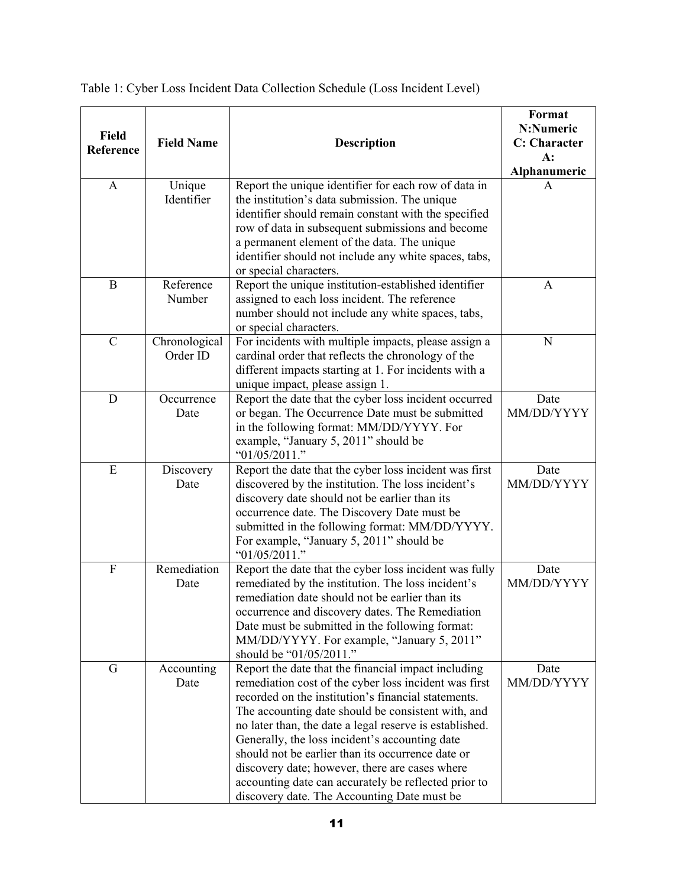Table 1: Cyber Loss Incident Data Collection Schedule (Loss Incident Level)

| Field Reference | Field Name | Description | Format N:Numeric C: Character A: Alphanumeric |
|---|---|---|---|
| A | Unique Identifier | Report the unique identifier for each row of data in the institution's data submission. The unique identifier should remain constant with the specified row of data in subsequent submissions and become a permanent element of the data. The unique identifier should not include any white spaces, tabs, or special characters. | A |
| B | Reference Number | Report the unique institution-established identifier assigned to each loss incident. The reference number should not include any white spaces, tabs, or special characters. | A |
| C | Chronological Order ID | For incidents with multiple impacts, please assign a cardinal order that reflects the chronology of the different impacts starting at 1. For incidents with a unique impact, please assign 1. | N |
| D | Occurrence Date | Report the date that the cyber loss incident occurred or began. The Occurrence Date must be submitted in the following format: MM/DD/YYYY. For example, "January 5, 2011" should be "01/05/2011." | Date MM/DD/YYYY |
| E | Discovery Date | Report the date that the cyber loss incident was first discovered by the institution. The loss incident's discovery date should not be earlier than its occurrence date. The Discovery Date must be submitted in the following format: MM/DD/YYYY. For example, "January 5, 2011" should be "01/05/2011." | Date MM/DD/YYYY |
| F | Remediation Date | Report the date that the cyber loss incident was fully remediated by the institution. The loss incident's remediation date should not be earlier than its occurrence and discovery dates. The Remediation Date must be submitted in the following format: MM/DD/YYYY. For example, "January 5, 2011" should be "01/05/2011." | Date MM/DD/YYYY |
| G | Accounting Date | Report the date that the financial impact including remediation cost of the cyber loss incident was first recorded on the institution's financial statements. The accounting date should be consistent with, and no later than, the date a legal reserve is established. Generally, the loss incident's accounting date should not be earlier than its occurrence date or discovery date; however, there are cases where accounting date can accurately be reflected prior to discovery date. The Accounting Date must be | Date MM/DD/YYYY |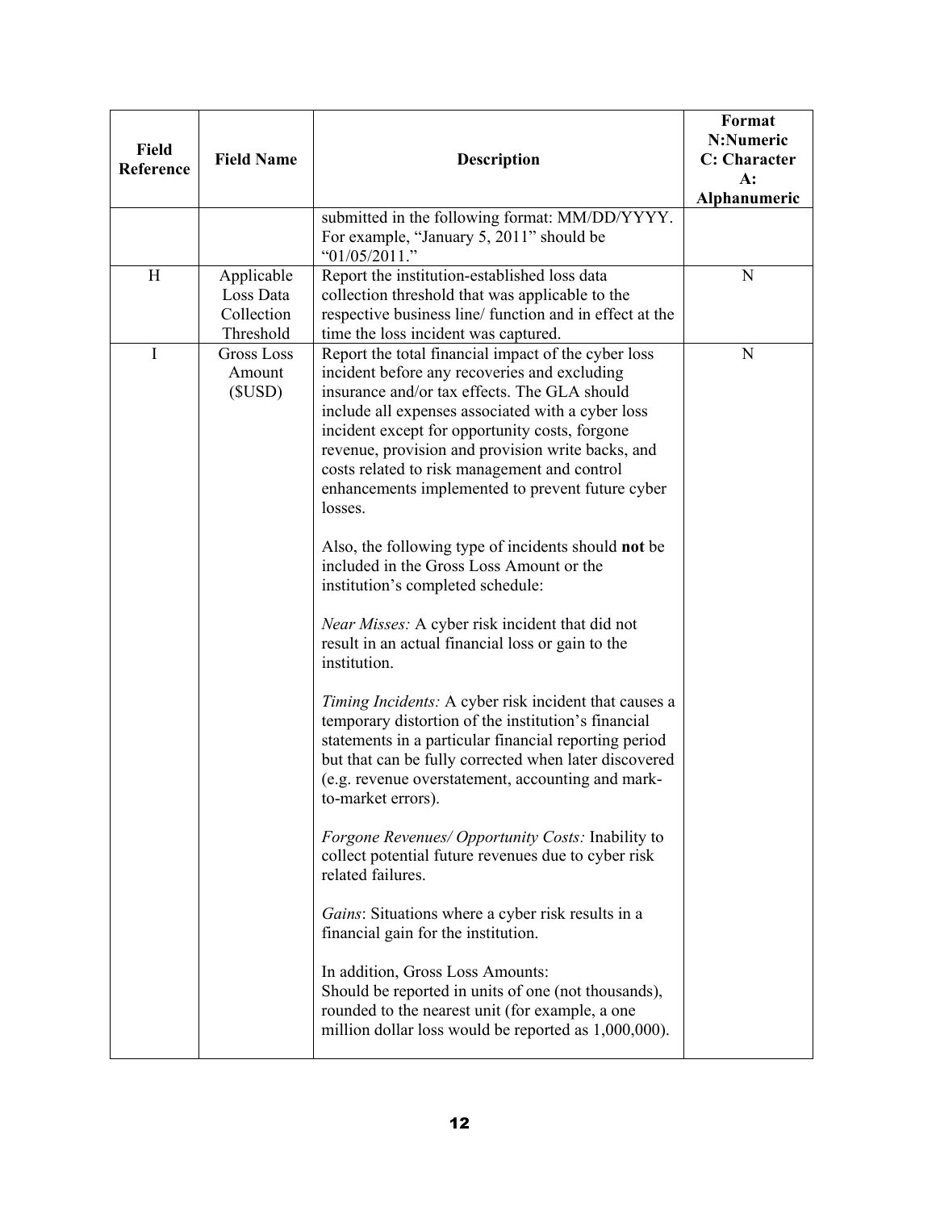| Field Reference | Field Name | Description | Format N:Numeric C: Character A: Alphanumeric |
|---|---|---|---|
| | | submitted in the following format: MM/DD/YYYY. For example, "January 5, 2011" should be "01/05/2011." | |
| H | Applicable Loss Data Collection Threshold | Report the institution-established loss data collection threshold that was applicable to the respective business line/ function and in effect at the time the loss incident was captured. | N |
| I | Gross Loss Amount ($USD) | Report the total financial impact of the cyber loss incident before any recoveries and excluding insurance and/or tax effects. The GLA should include all expenses associated with a cyber loss incident except for opportunity costs, forgone revenue, provision and provision write backs, and costs related to risk management and control enhancements implemented to prevent future cyber losses.<br><br>Also, the following type of incidents should **not** be included in the Gross Loss Amount or the institution's completed schedule:<br><br>*Near Misses:* A cyber risk incident that did not result in an actual financial loss or gain to the institution.<br><br>*Timing Incidents:* A cyber risk incident that causes a temporary distortion of the institution's financial statements in a particular financial reporting period but that can be fully corrected when later discovered (e.g. revenue overstatement, accounting and mark-to-market errors).<br><br>*Forgone Revenues/ Opportunity Costs:* Inability to collect potential future revenues due to cyber risk related failures.<br><br>*Gains*: Situations where a cyber risk results in a financial gain for the institution.<br><br>In addition, Gross Loss Amounts:<br>Should be reported in units of one (not thousands), rounded to the nearest unit (for example, a one million dollar loss would be reported as 1,000,000). | N |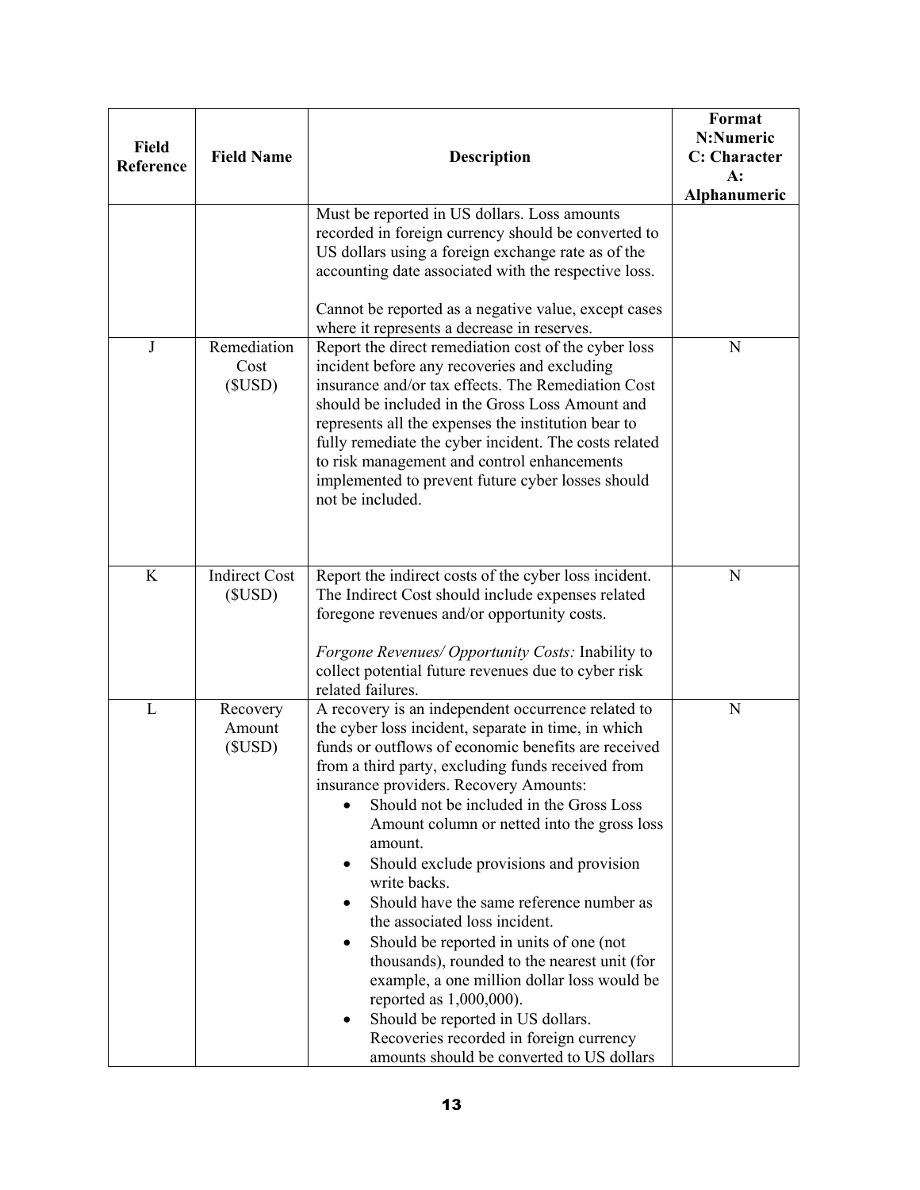| Field Reference | Field Name | Description | Format N:Numeric C: Character A: Alphanumeric |
|---|---|---|---|
| | | Must be reported in US dollars. Loss amounts recorded in foreign currency should be converted to US dollars using a foreign exchange rate as of the accounting date associated with the respective loss.<br><br>Cannot be reported as a negative value, except cases where it represents a decrease in reserves. | |
| J | Remediation Cost ($USD) | Report the direct remediation cost of the cyber loss incident before any recoveries and excluding insurance and/or tax effects. The Remediation Cost should be included in the Gross Loss Amount and represents all the expenses the institution bear to fully remediate the cyber incident. The costs related to risk management and control enhancements implemented to prevent future cyber losses should not be included. | N |
| K | Indirect Cost ($USD) | Report the indirect costs of the cyber loss incident. The Indirect Cost should include expenses related foregone revenues and/or opportunity costs.<br><br>*Forgone Revenues/ Opportunity Costs:* Inability to collect potential future revenues due to cyber risk related failures. | N |
| L | Recovery Amount ($USD) | A recovery is an independent occurrence related to the cyber loss incident, separate in time, in which funds or outflows of economic benefits are received from a third party, excluding funds received from insurance providers. Recovery Amounts:<br>• Should not be included in the Gross Loss Amount column or netted into the gross loss amount.<br>• Should exclude provisions and provision write backs.<br>• Should have the same reference number as the associated loss incident.<br>• Should be reported in units of one (not thousands), rounded to the nearest unit (for example, a one million dollar loss would be reported as 1,000,000).<br>• Should be reported in US dollars. Recoveries recorded in foreign currency amounts should be converted to US dollars | N |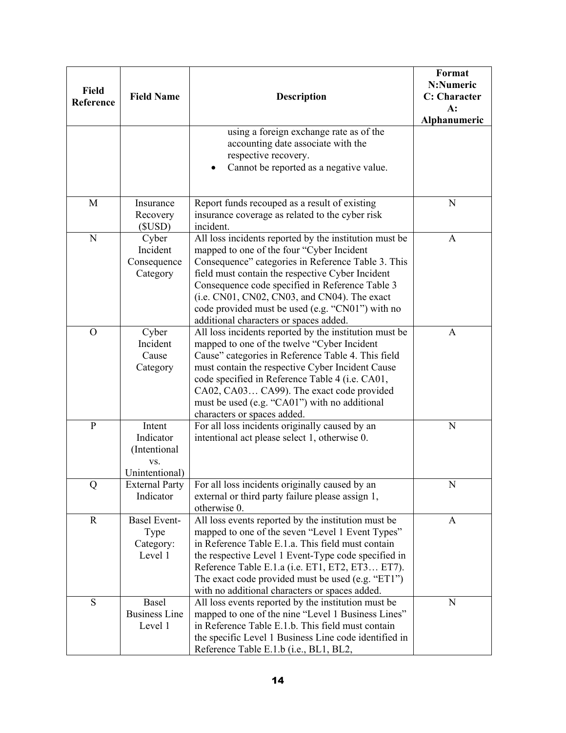| Field Reference | Field Name | Description | Format N:Numeric C: Character A: Alphanumeric |
|---|---|---|---|
| | | using a foreign exchange rate as of the accounting date associate with the respective recovery. <br>• Cannot be reported as a negative value. | |
| M | Insurance Recovery ($USD) | Report funds recouped as a result of existing insurance coverage as related to the cyber risk incident. | N |
| N | Cyber Incident Consequence Category | All loss incidents reported by the institution must be mapped to one of the four "Cyber Incident Consequence" categories in Reference Table 3. This field must contain the respective Cyber Incident Consequence code specified in Reference Table 3 (i.e. CN01, CN02, CN03, and CN04). The exact code provided must be used (e.g. "CN01") with no additional characters or spaces added. | A |
| O | Cyber Incident Cause Category | All loss incidents reported by the institution must be mapped to one of the twelve "Cyber Incident Cause" categories in Reference Table 4. This field must contain the respective Cyber Incident Cause code specified in Reference Table 4 (i.e. CA01, CA02, CA03… CA99). The exact code provided must be used (e.g. "CA01") with no additional characters or spaces added. | A |
| P | Intent Indicator (Intentional vs. Unintentional) | For all loss incidents originally caused by an intentional act please select 1, otherwise 0. | N |
| Q | External Party Indicator | For all loss incidents originally caused by an external or third party failure please assign 1, otherwise 0. | N |
| R | Basel Event-Type Category: Level 1 | All loss events reported by the institution must be mapped to one of the seven "Level 1 Event Types" in Reference Table E.1.a. This field must contain the respective Level 1 Event-Type code specified in Reference Table E.1.a (i.e. ET1, ET2, ET3… ET7). The exact code provided must be used (e.g. "ET1") with no additional characters or spaces added. | A |
| S | Basel Business Line Level 1 | All loss events reported by the institution must be mapped to one of the nine "Level 1 Business Lines" in Reference Table E.1.b. This field must contain the specific Level 1 Business Line code identified in Reference Table E.1.b (i.e., BL1, BL2, | N |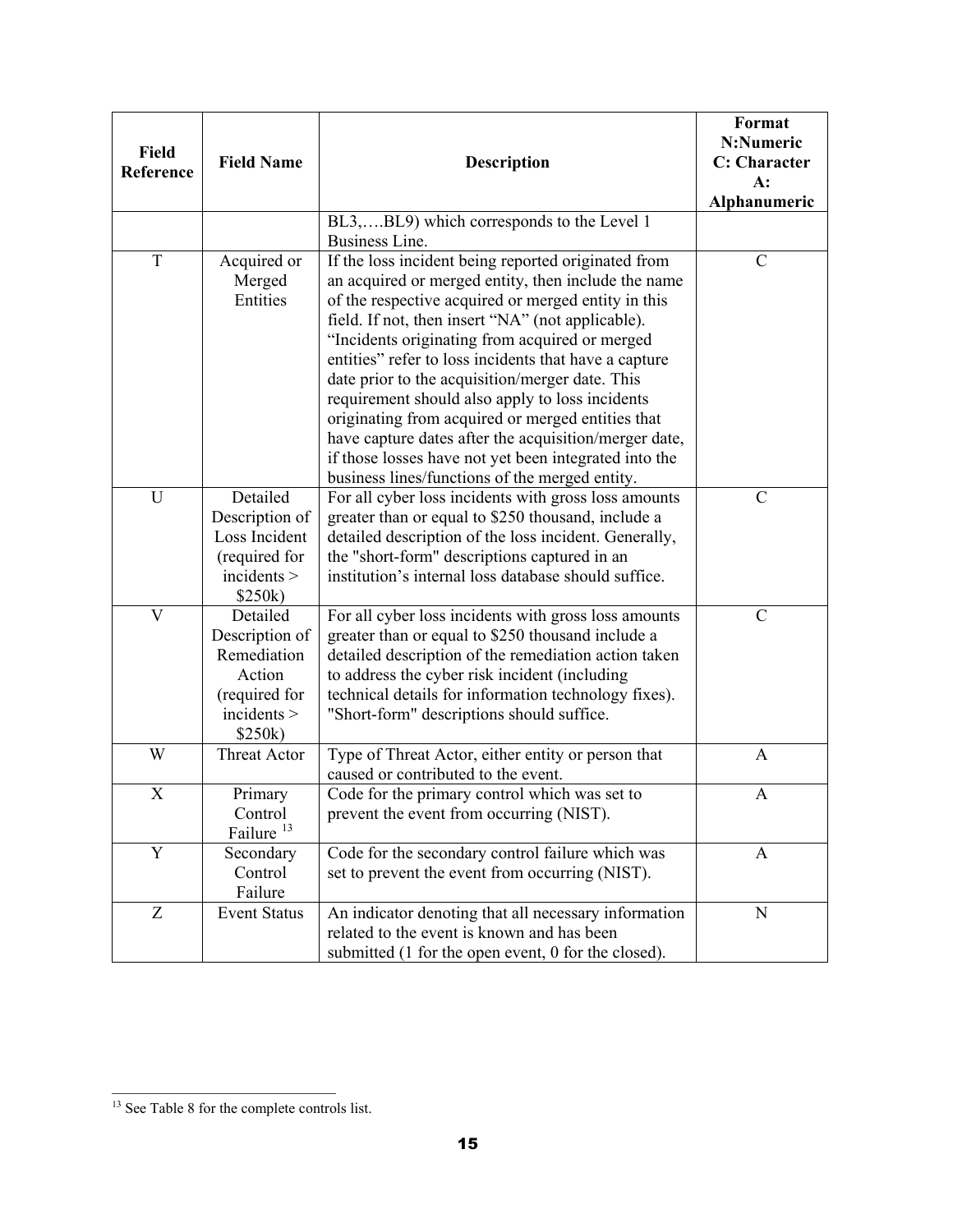| Field Reference | Field Name | Description | Format N:Numeric C: Character A: Alphanumeric |
|---|---|---|---|
| | | BL3,….BL9) which corresponds to the Level 1 Business Line. | |
| T | Acquired or Merged Entities | If the loss incident being reported originated from an acquired or merged entity, then include the name of the respective acquired or merged entity in this field. If not, then insert “NA” (not applicable). “Incidents originating from acquired or merged entities” refer to loss incidents that have a capture date prior to the acquisition/merger date. This requirement should also apply to loss incidents originating from acquired or merged entities that have capture dates after the acquisition/merger date, if those losses have not yet been integrated into the business lines/functions of the merged entity. | C |
| U | Detailed Description of Loss Incident (required for incidents > $250k) | For all cyber loss incidents with gross loss amounts greater than or equal to $250 thousand, include a detailed description of the loss incident. Generally, the "short-form" descriptions captured in an institution’s internal loss database should suffice. | C |
| V | Detailed Description of Remediation Action (required for incidents > $250k) | For all cyber loss incidents with gross loss amounts greater than or equal to $250 thousand include a detailed description of the remediation action taken to address the cyber risk incident (including technical details for information technology fixes). "Short-form" descriptions should suffice. | C |
| W | Threat Actor | Type of Threat Actor, either entity or person that caused or contributed to the event. | A |
| X | Primary Control Failure [13] | Code for the primary control which was set to prevent the event from occurring (NIST). | A |
| Y | Secondary Control Failure | Code for the secondary control failure which was set to prevent the event from occurring (NIST). | A |
| Z | Event Status | An indicator denoting that all necessary information related to the event is known and has been submitted (1 for the open event, 0 for the closed). | N |

[13] See Table 8 for the complete controls list.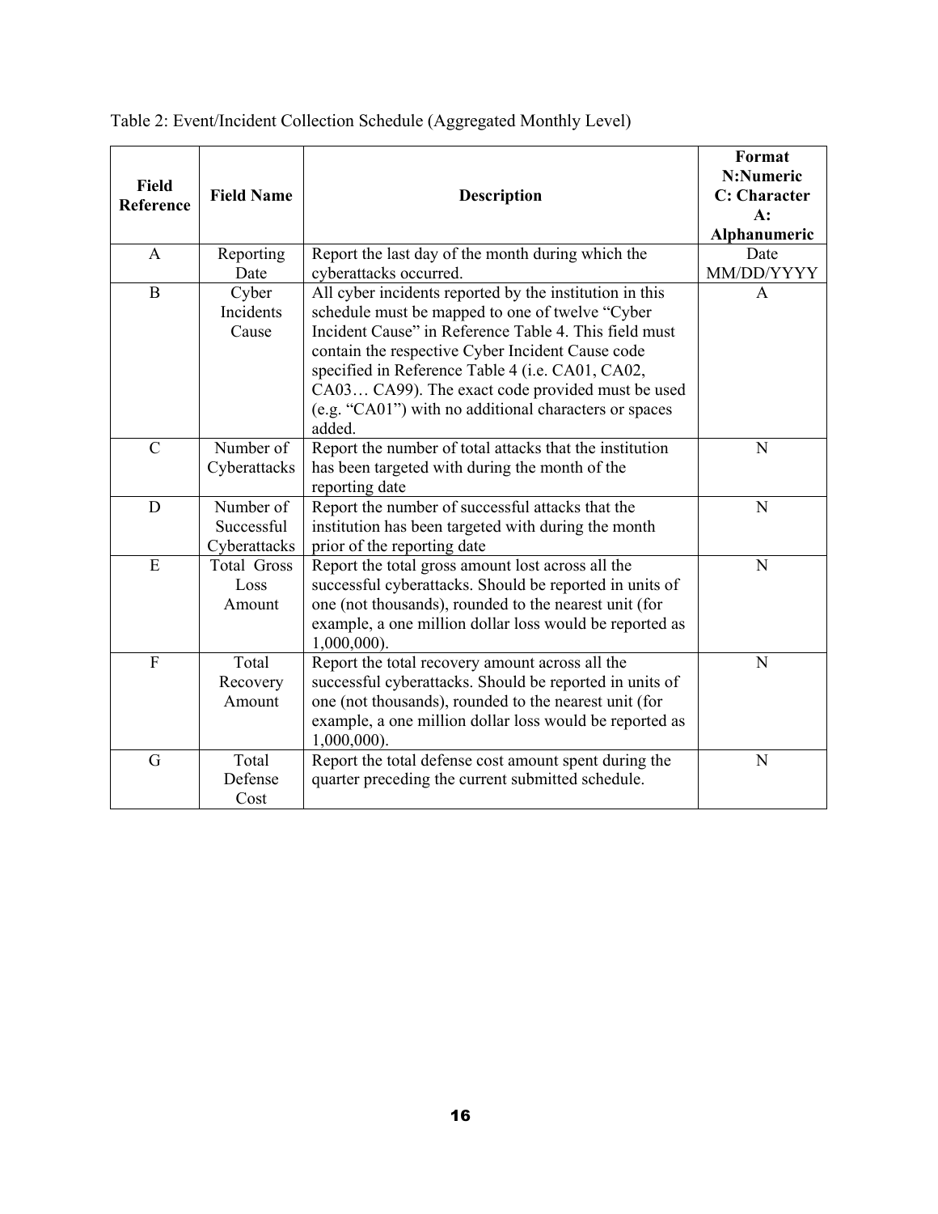Table 2: Event/Incident Collection Schedule (Aggregated Monthly Level)

| Field Reference | Field Name | Description | Format N:Numeric C: Character A: Alphanumeric |
|---|---|---|---|
| A | Reporting Date | Report the last day of the month during which the cyberattacks occurred. | Date MM/DD/YYYY |
| B | Cyber Incidents Cause | All cyber incidents reported by the institution in this schedule must be mapped to one of twelve "Cyber Incident Cause" in Reference Table 4. This field must contain the respective Cyber Incident Cause code specified in Reference Table 4 (i.e. CA01, CA02, CA03… CA99). The exact code provided must be used (e.g. "CA01") with no additional characters or spaces added. | A |
| C | Number of Cyberattacks | Report the number of total attacks that the institution has been targeted with during the month of the reporting date | N |
| D | Number of Successful Cyberattacks | Report the number of successful attacks that the institution has been targeted with during the month prior of the reporting date | N |
| E | Total Gross Loss Amount | Report the total gross amount lost across all the successful cyberattacks. Should be reported in units of one (not thousands), rounded to the nearest unit (for example, a one million dollar loss would be reported as 1,000,000). | N |
| F | Total Recovery Amount | Report the total recovery amount across all the successful cyberattacks. Should be reported in units of one (not thousands), rounded to the nearest unit (for example, a one million dollar loss would be reported as 1,000,000). | N |
| G | Total Defense Cost | Report the total defense cost amount spent during the quarter preceding the current submitted schedule. | N |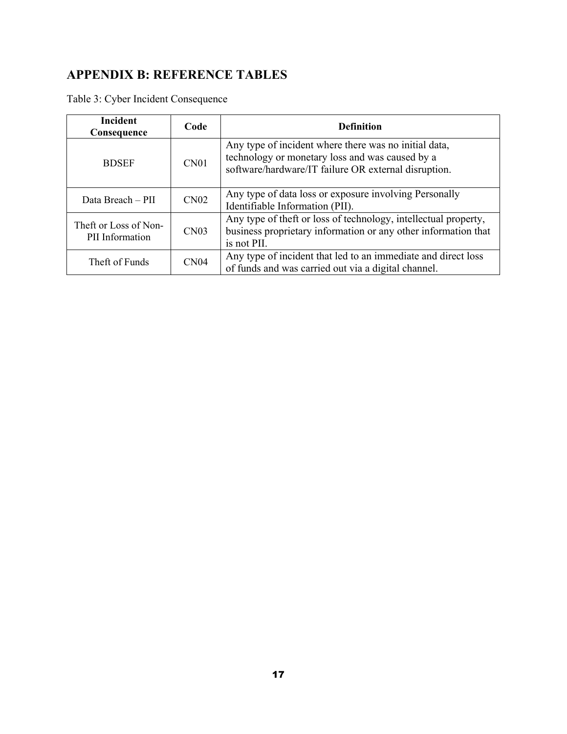# APPENDIX B: REFERENCE TABLES

Table 3: Cyber Incident Consequence

| Incident Consequence | Code | Definition |
| --- | --- | --- |
| BDSEF | CN01 | Any type of incident where there was no initial data, technology or monetary loss and was caused by a software/hardware/IT failure OR external disruption. |
| Data Breach – PII | CN02 | Any type of data loss or exposure involving Personally Identifiable Information (PII). |
| Theft or Loss of Non-PII Information | CN03 | Any type of theft or loss of technology, intellectual property, business proprietary information or any other information that is not PII. |
| Theft of Funds | CN04 | Any type of incident that led to an immediate and direct loss of funds and was carried out via a digital channel. |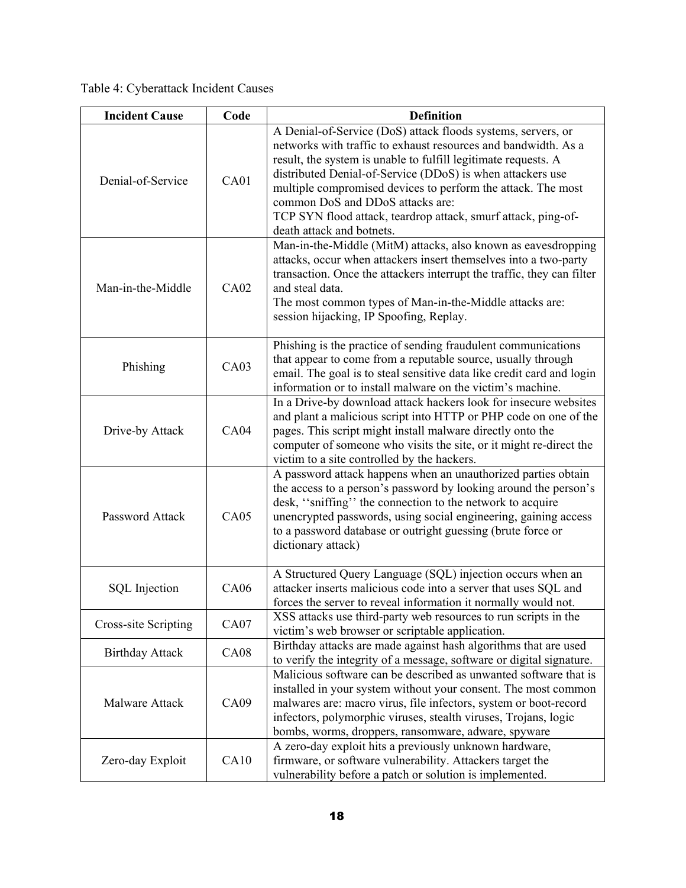Table 4: Cyberattack Incident Causes

| Incident Cause | Code | Definition |
| --- | --- | --- |
| Denial-of-Service | CA01 | A Denial-of-Service (DoS) attack floods systems, servers, or networks with traffic to exhaust resources and bandwidth. As a result, the system is unable to fulfill legitimate requests. A distributed Denial-of-Service (DDoS) is when attackers use multiple compromised devices to perform the attack. The most common DoS and DDoS attacks are: TCP SYN flood attack, teardrop attack, smurf attack, ping-of-death attack and botnets. |
| Man-in-the-Middle | CA02 | Man-in-the-Middle (MitM) attacks, also known as eavesdropping attacks, occur when attackers insert themselves into a two-party transaction. Once the attackers interrupt the traffic, they can filter and steal data. The most common types of Man-in-the-Middle attacks are: session hijacking, IP Spoofing, Replay. |
| Phishing | CA03 | Phishing is the practice of sending fraudulent communications that appear to come from a reputable source, usually through email. The goal is to steal sensitive data like credit card and login information or to install malware on the victim's machine. |
| Drive-by Attack | CA04 | In a Drive-by download attack hackers look for insecure websites and plant a malicious script into HTTP or PHP code on one of the pages. This script might install malware directly onto the computer of someone who visits the site, or it might re-direct the victim to a site controlled by the hackers. |
| Password Attack | CA05 | A password attack happens when an unauthorized parties obtain the access to a person's password by looking around the person's desk, ''sniffing'' the connection to the network to acquire unencrypted passwords, using social engineering, gaining access to a password database or outright guessing (brute force or dictionary attack) |
| SQL Injection | CA06 | A Structured Query Language (SQL) injection occurs when an attacker inserts malicious code into a server that uses SQL and forces the server to reveal information it normally would not. |
| Cross-site Scripting | CA07 | XSS attacks use third-party web resources to run scripts in the victim's web browser or scriptable application. |
| Birthday Attack | CA08 | Birthday attacks are made against hash algorithms that are used to verify the integrity of a message, software or digital signature. |
| Malware Attack | CA09 | Malicious software can be described as unwanted software that is installed in your system without your consent. The most common malwares are: macro virus, file infectors, system or boot-record infectors, polymorphic viruses, stealth viruses, Trojans, logic bombs, worms, droppers, ransomware, adware, spyware |
| Zero-day Exploit | CA10 | A zero-day exploit hits a previously unknown hardware, firmware, or software vulnerability. Attackers target the vulnerability before a patch or solution is implemented. |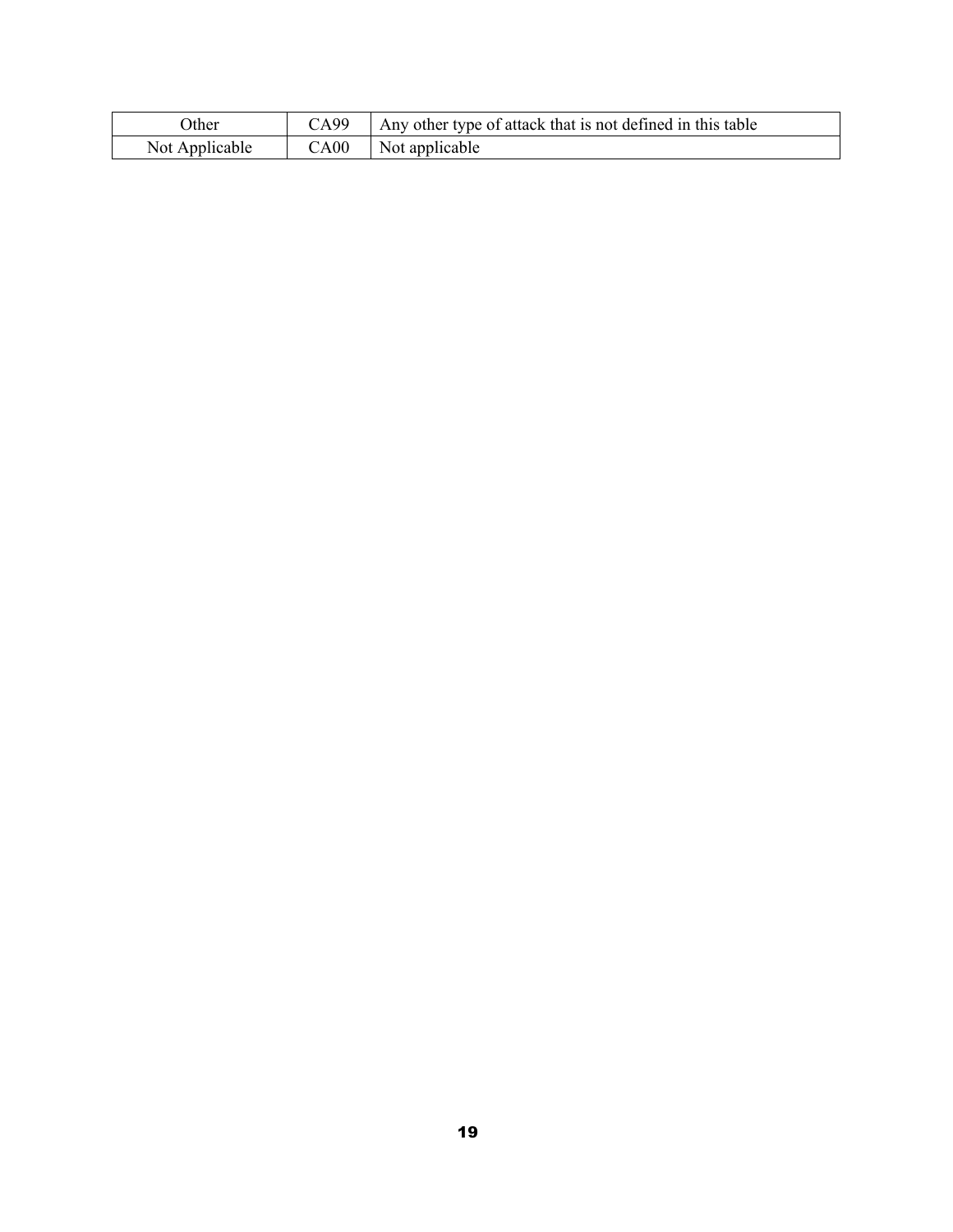| Other | CA99 | Any other type of attack that is not defined in this table |
|---|---|---|
| Not Applicable | CA00 | Not applicable |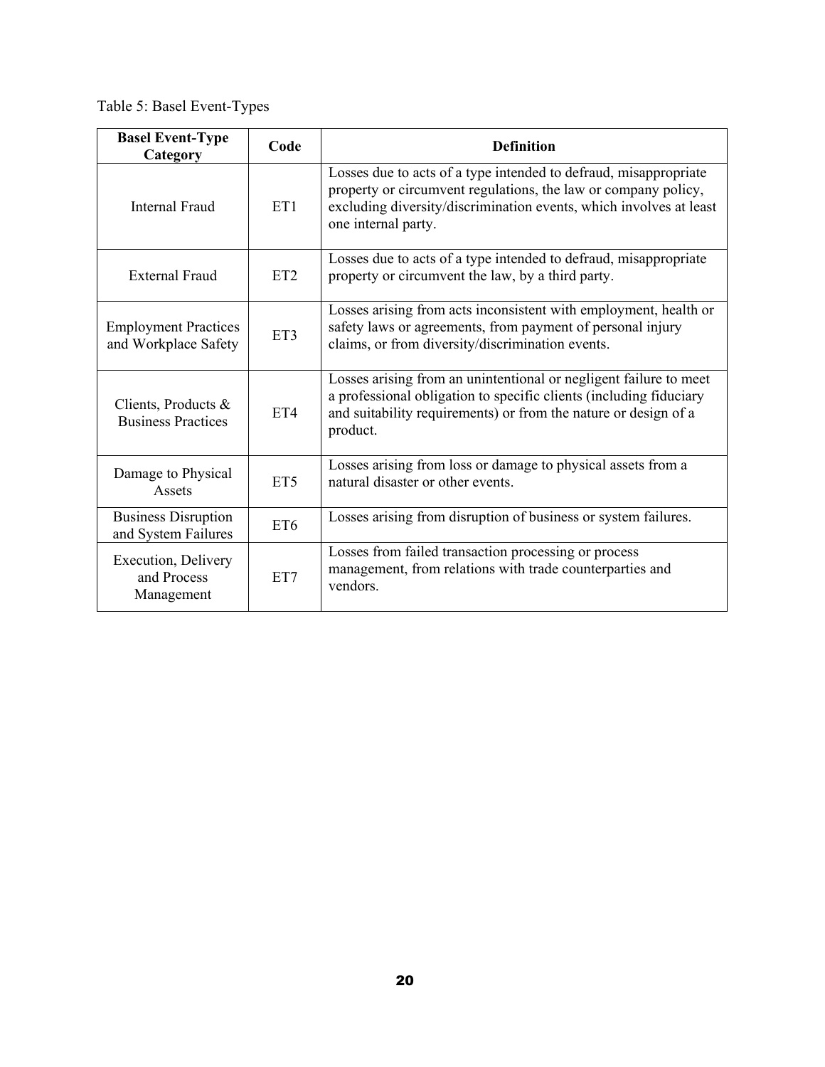Table 5: Basel Event-Types

| Basel Event-Type Category | Code | Definition |
| --- | --- | --- |
| Internal Fraud | ET1 | Losses due to acts of a type intended to defraud, misappropriate property or circumvent regulations, the law or company policy, excluding diversity/discrimination events, which involves at least one internal party. |
| External Fraud | ET2 | Losses due to acts of a type intended to defraud, misappropriate property or circumvent the law, by a third party. |
| Employment Practices and Workplace Safety | ET3 | Losses arising from acts inconsistent with employment, health or safety laws or agreements, from payment of personal injury claims, or from diversity/discrimination events. |
| Clients, Products & Business Practices | ET4 | Losses arising from an unintentional or negligent failure to meet a professional obligation to specific clients (including fiduciary and suitability requirements) or from the nature or design of a product. |
| Damage to Physical Assets | ET5 | Losses arising from loss or damage to physical assets from a natural disaster or other events. |
| Business Disruption and System Failures | ET6 | Losses arising from disruption of business or system failures. |
| Execution, Delivery and Process Management | ET7 | Losses from failed transaction processing or process management, from relations with trade counterparties and vendors. |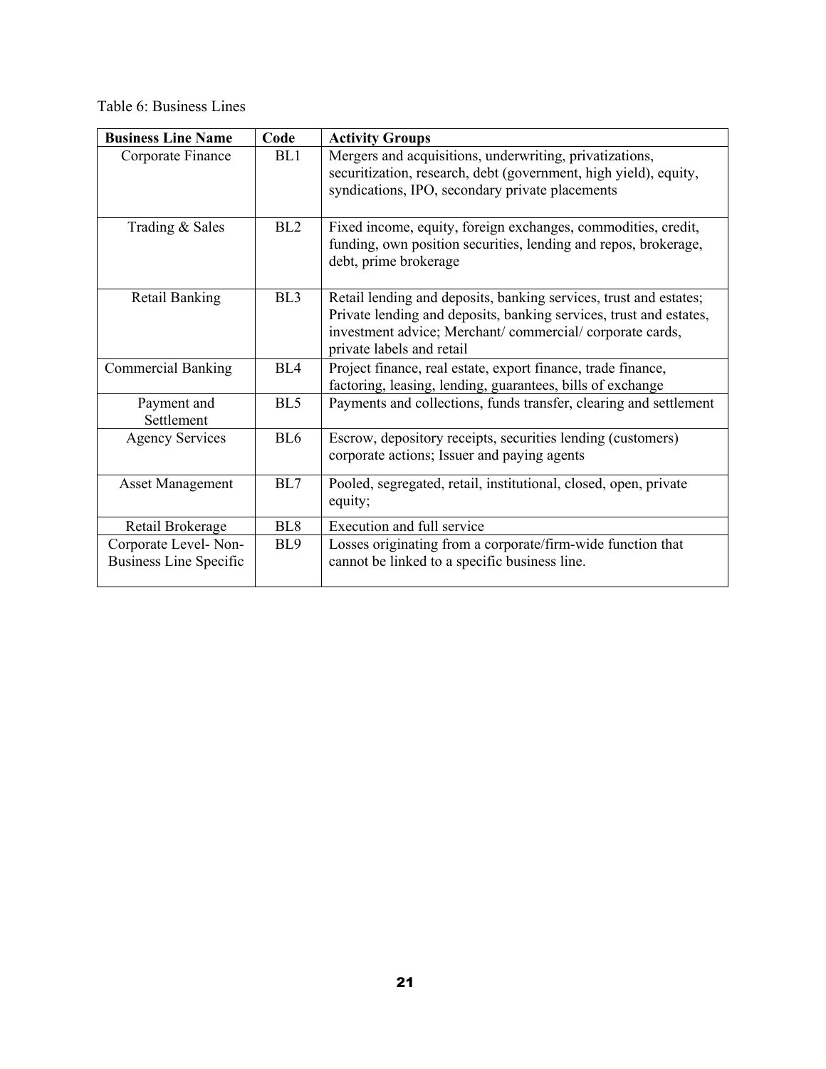Table 6: Business Lines

| Business Line Name | Code | Activity Groups |
|---|---|---|
| Corporate Finance | BL1 | Mergers and acquisitions, underwriting, privatizations, securitization, research, debt (government, high yield), equity, syndications, IPO, secondary private placements |
| Trading & Sales | BL2 | Fixed income, equity, foreign exchanges, commodities, credit, funding, own position securities, lending and repos, brokerage, debt, prime brokerage |
| Retail Banking | BL3 | Retail lending and deposits, banking services, trust and estates; Private lending and deposits, banking services, trust and estates, investment advice; Merchant/ commercial/ corporate cards, private labels and retail |
| Commercial Banking | BL4 | Project finance, real estate, export finance, trade finance, factoring, leasing, lending, guarantees, bills of exchange |
| Payment and Settlement | BL5 | Payments and collections, funds transfer, clearing and settlement |
| Agency Services | BL6 | Escrow, depository receipts, securities lending (customers) corporate actions; Issuer and paying agents |
| Asset Management | BL7 | Pooled, segregated, retail, institutional, closed, open, private equity; |
| Retail Brokerage | BL8 | Execution and full service |
| Corporate Level- Non-Business Line Specific | BL9 | Losses originating from a corporate/firm-wide function that cannot be linked to a specific business line. |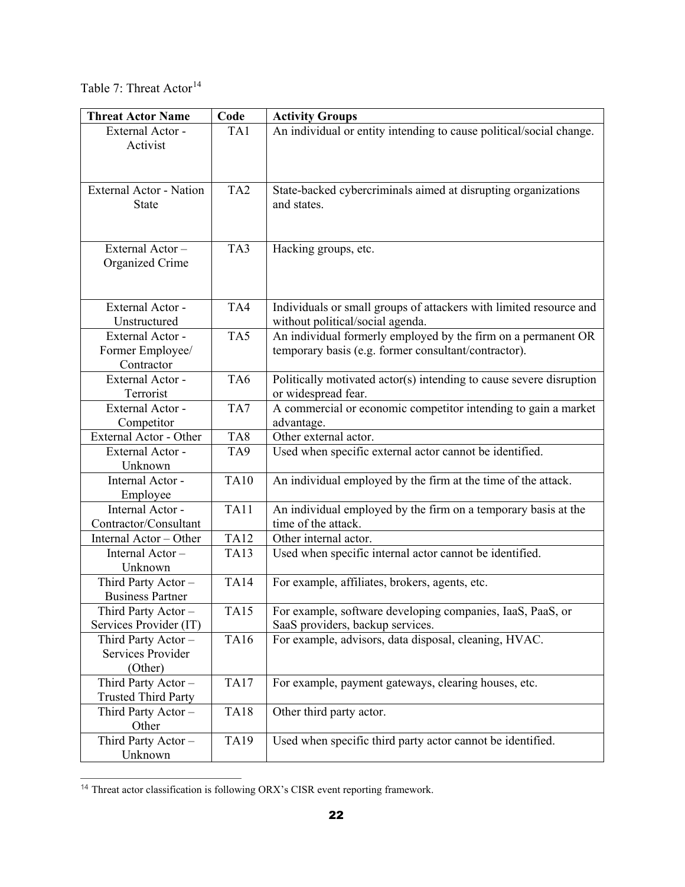Table 7: Threat Actor[14]

| Threat Actor Name | Code | Activity Groups |
|---|---|---|
| External Actor - Activist | TA1 | An individual or entity intending to cause political/social change. |
| External Actor - Nation State | TA2 | State-backed cybercriminals aimed at disrupting organizations and states. |
| External Actor – Organized Crime | TA3 | Hacking groups, etc. |
| External Actor - Unstructured | TA4 | Individuals or small groups of attackers with limited resource and without political/social agenda. |
| External Actor - Former Employee/ Contractor | TA5 | An individual formerly employed by the firm on a permanent OR temporary basis (e.g. former consultant/contractor). |
| External Actor - Terrorist | TA6 | Politically motivated actor(s) intending to cause severe disruption or widespread fear. |
| External Actor - Competitor | TA7 | A commercial or economic competitor intending to gain a market advantage. |
| External Actor - Other | TA8 | Other external actor. |
| External Actor - Unknown | TA9 | Used when specific external actor cannot be identified. |
| Internal Actor - Employee | TA10 | An individual employed by the firm at the time of the attack. |
| Internal Actor - Contractor/Consultant | TA11 | An individual employed by the firm on a temporary basis at the time of the attack. |
| Internal Actor – Other | TA12 | Other internal actor. |
| Internal Actor – Unknown | TA13 | Used when specific internal actor cannot be identified. |
| Third Party Actor – Business Partner | TA14 | For example, affiliates, brokers, agents, etc. |
| Third Party Actor – Services Provider (IT) | TA15 | For example, software developing companies, IaaS, PaaS, or SaaS providers, backup services. |
| Third Party Actor – Services Provider (Other) | TA16 | For example, advisors, data disposal, cleaning, HVAC. |
| Third Party Actor – Trusted Third Party | TA17 | For example, payment gateways, clearing houses, etc. |
| Third Party Actor – Other | TA18 | Other third party actor. |
| Third Party Actor – Unknown | TA19 | Used when specific third party actor cannot be identified. |

[14] Threat actor classification is following ORX's CISR event reporting framework.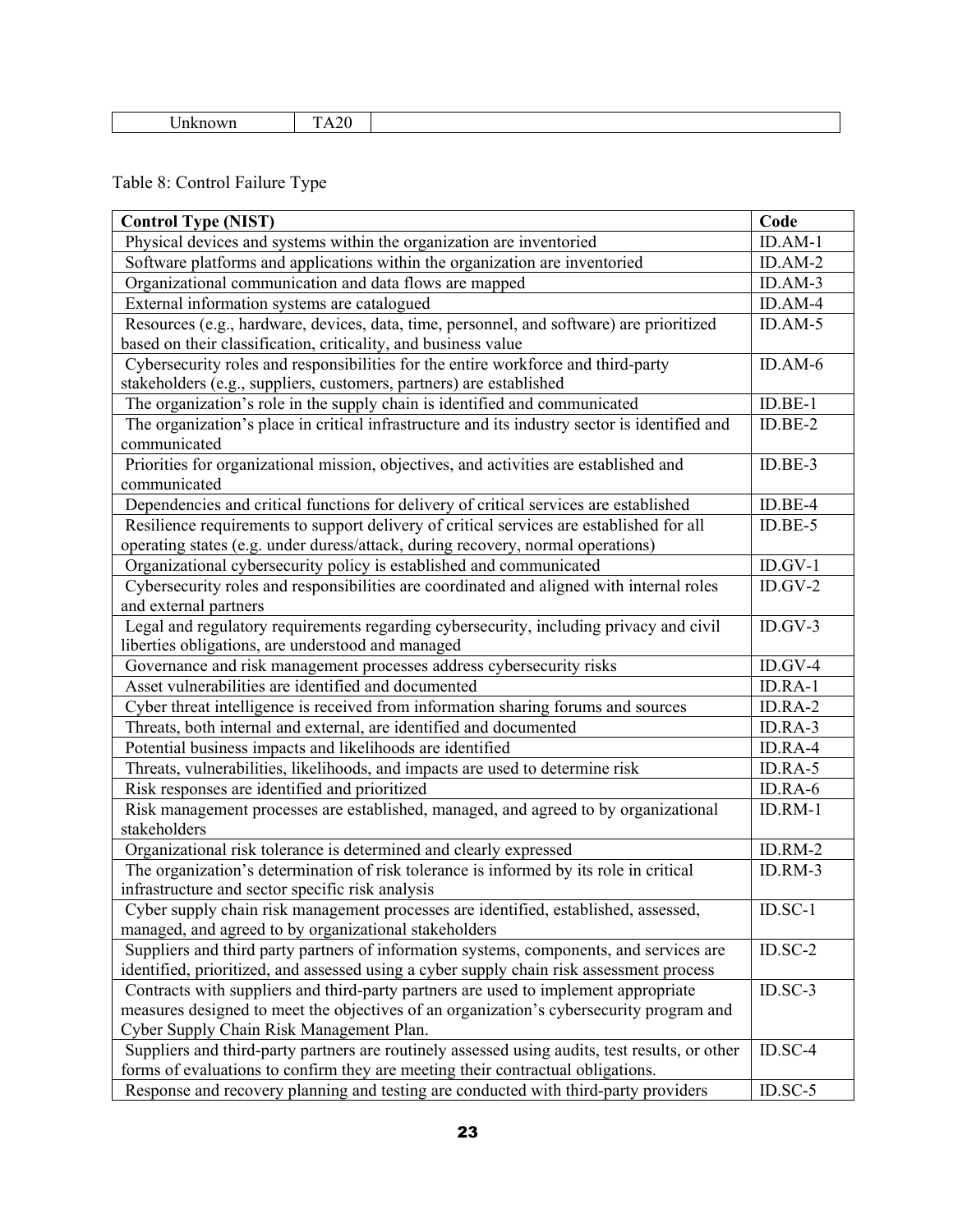| Unknown | TA20 | |
|---|---|---|

Table 8: Control Failure Type

| Control Type (NIST) | Code |
|---|---|
| Physical devices and systems within the organization are inventoried | ID.AM-1 |
| Software platforms and applications within the organization are inventoried | ID.AM-2 |
| Organizational communication and data flows are mapped | ID.AM-3 |
| External information systems are catalogued | ID.AM-4 |
| Resources (e.g., hardware, devices, data, time, personnel, and software) are prioritized based on their classification, criticality, and business value | ID.AM-5 |
| Cybersecurity roles and responsibilities for the entire workforce and third-party stakeholders (e.g., suppliers, customers, partners) are established | ID.AM-6 |
| The organization's role in the supply chain is identified and communicated | ID.BE-1 |
| The organization's place in critical infrastructure and its industry sector is identified and communicated | ID.BE-2 |
| Priorities for organizational mission, objectives, and activities are established and communicated | ID.BE-3 |
| Dependencies and critical functions for delivery of critical services are established | ID.BE-4 |
| Resilience requirements to support delivery of critical services are established for all operating states (e.g. under duress/attack, during recovery, normal operations) | ID.BE-5 |
| Organizational cybersecurity policy is established and communicated | ID.GV-1 |
| Cybersecurity roles and responsibilities are coordinated and aligned with internal roles and external partners | ID.GV-2 |
| Legal and regulatory requirements regarding cybersecurity, including privacy and civil liberties obligations, are understood and managed | ID.GV-3 |
| Governance and risk management processes address cybersecurity risks | ID.GV-4 |
| Asset vulnerabilities are identified and documented | ID.RA-1 |
| Cyber threat intelligence is received from information sharing forums and sources | ID.RA-2 |
| Threats, both internal and external, are identified and documented | ID.RA-3 |
| Potential business impacts and likelihoods are identified | ID.RA-4 |
| Threats, vulnerabilities, likelihoods, and impacts are used to determine risk | ID.RA-5 |
| Risk responses are identified and prioritized | ID.RA-6 |
| Risk management processes are established, managed, and agreed to by organizational stakeholders | ID.RM-1 |
| Organizational risk tolerance is determined and clearly expressed | ID.RM-2 |
| The organization's determination of risk tolerance is informed by its role in critical infrastructure and sector specific risk analysis | ID.RM-3 |
| Cyber supply chain risk management processes are identified, established, assessed, managed, and agreed to by organizational stakeholders | ID.SC-1 |
| Suppliers and third party partners of information systems, components, and services are identified, prioritized, and assessed using a cyber supply chain risk assessment process | ID.SC-2 |
| Contracts with suppliers and third-party partners are used to implement appropriate measures designed to meet the objectives of an organization's cybersecurity program and Cyber Supply Chain Risk Management Plan. | ID.SC-3 |
| Suppliers and third-party partners are routinely assessed using audits, test results, or other forms of evaluations to confirm they are meeting their contractual obligations. | ID.SC-4 |
| Response and recovery planning and testing are conducted with third-party providers | ID.SC-5 |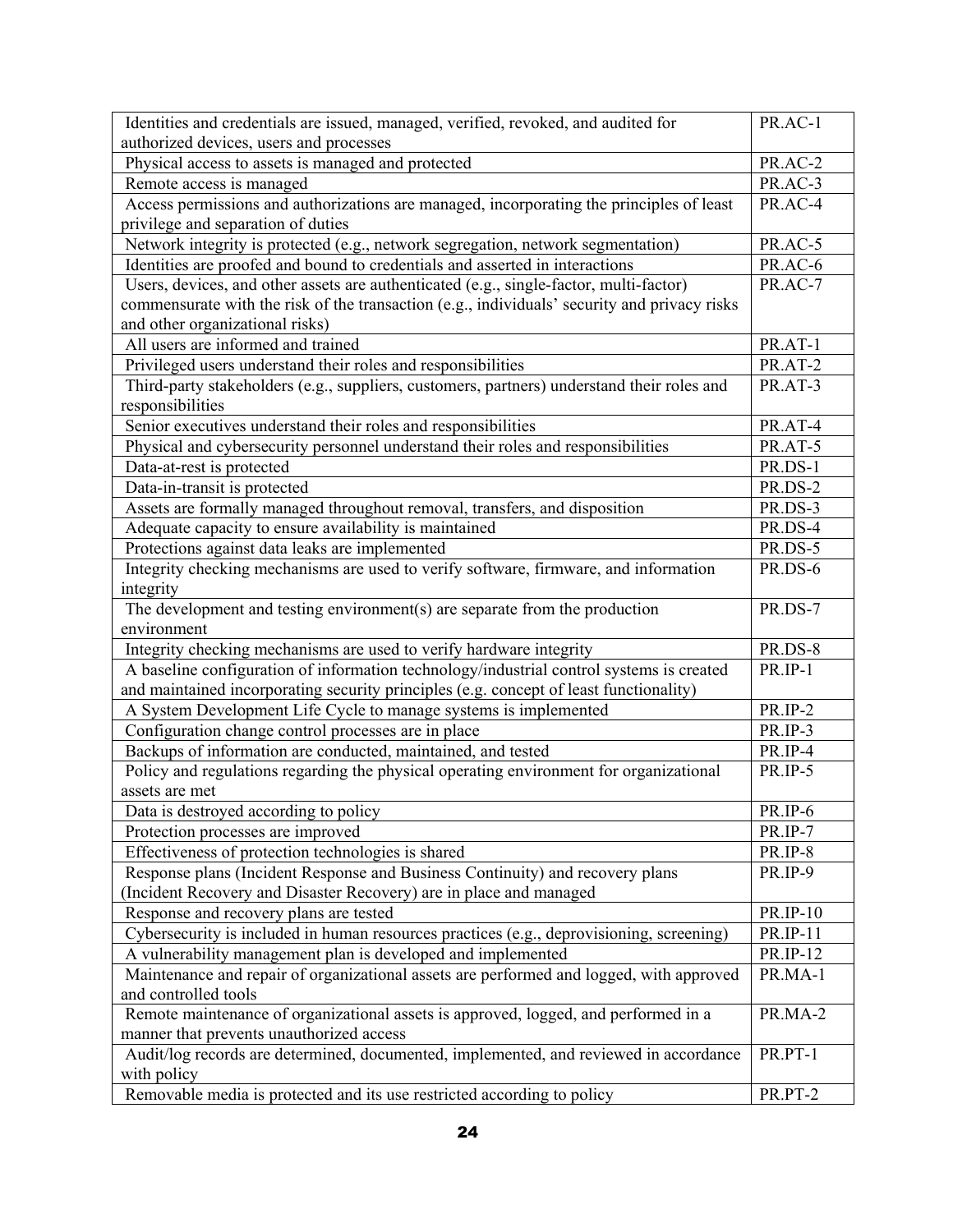| | |
|---|---|
| Identities and credentials are issued, managed, verified, revoked, and audited for authorized devices, users and processes | PR.AC-1 |
| Physical access to assets is managed and protected | PR.AC-2 |
| Remote access is managed | PR.AC-3 |
| Access permissions and authorizations are managed, incorporating the principles of least privilege and separation of duties | PR.AC-4 |
| Network integrity is protected (e.g., network segregation, network segmentation) | PR.AC-5 |
| Identities are proofed and bound to credentials and asserted in interactions | PR.AC-6 |
| Users, devices, and other assets are authenticated (e.g., single-factor, multi-factor) commensurate with the risk of the transaction (e.g., individuals' security and privacy risks and other organizational risks) | PR.AC-7 |
| All users are informed and trained | PR.AT-1 |
| Privileged users understand their roles and responsibilities | PR.AT-2 |
| Third-party stakeholders (e.g., suppliers, customers, partners) understand their roles and responsibilities | PR.AT-3 |
| Senior executives understand their roles and responsibilities | PR.AT-4 |
| Physical and cybersecurity personnel understand their roles and responsibilities | PR.AT-5 |
| Data-at-rest is protected | PR.DS-1 |
| Data-in-transit is protected | PR.DS-2 |
| Assets are formally managed throughout removal, transfers, and disposition | PR.DS-3 |
| Adequate capacity to ensure availability is maintained | PR.DS-4 |
| Protections against data leaks are implemented | PR.DS-5 |
| Integrity checking mechanisms are used to verify software, firmware, and information integrity | PR.DS-6 |
| The development and testing environment(s) are separate from the production environment | PR.DS-7 |
| Integrity checking mechanisms are used to verify hardware integrity | PR.DS-8 |
| A baseline configuration of information technology/industrial control systems is created and maintained incorporating security principles (e.g. concept of least functionality) | PR.IP-1 |
| A System Development Life Cycle to manage systems is implemented | PR.IP-2 |
| Configuration change control processes are in place | PR.IP-3 |
| Backups of information are conducted, maintained, and tested | PR.IP-4 |
| Policy and regulations regarding the physical operating environment for organizational assets are met | PR.IP-5 |
| Data is destroyed according to policy | PR.IP-6 |
| Protection processes are improved | PR.IP-7 |
| Effectiveness of protection technologies is shared | PR.IP-8 |
| Response plans (Incident Response and Business Continuity) and recovery plans (Incident Recovery and Disaster Recovery) are in place and managed | PR.IP-9 |
| Response and recovery plans are tested | PR.IP-10 |
| Cybersecurity is included in human resources practices (e.g., deprovisioning, screening) | PR.IP-11 |
| A vulnerability management plan is developed and implemented | PR.IP-12 |
| Maintenance and repair of organizational assets are performed and logged, with approved and controlled tools | PR.MA-1 |
| Remote maintenance of organizational assets is approved, logged, and performed in a manner that prevents unauthorized access | PR.MA-2 |
| Audit/log records are determined, documented, implemented, and reviewed in accordance with policy | PR.PT-1 |
| Removable media is protected and its use restricted according to policy | PR.PT-2 |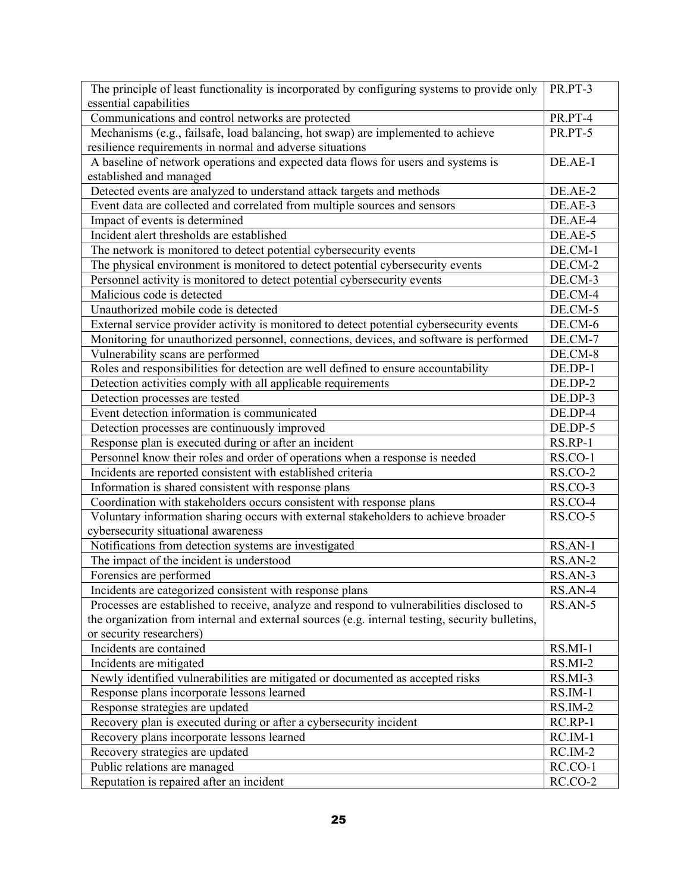| | |
|---|---|
| The principle of least functionality is incorporated by configuring systems to provide only essential capabilities | PR.PT-3 |
| Communications and control networks are protected | PR.PT-4 |
| Mechanisms (e.g., failsafe, load balancing, hot swap) are implemented to achieve resilience requirements in normal and adverse situations | PR.PT-5 |
| A baseline of network operations and expected data flows for users and systems is established and managed | DE.AE-1 |
| Detected events are analyzed to understand attack targets and methods | DE.AE-2 |
| Event data are collected and correlated from multiple sources and sensors | DE.AE-3 |
| Impact of events is determined | DE.AE-4 |
| Incident alert thresholds are established | DE.AE-5 |
| The network is monitored to detect potential cybersecurity events | DE.CM-1 |
| The physical environment is monitored to detect potential cybersecurity events | DE.CM-2 |
| Personnel activity is monitored to detect potential cybersecurity events | DE.CM-3 |
| Malicious code is detected | DE.CM-4 |
| Unauthorized mobile code is detected | DE.CM-5 |
| External service provider activity is monitored to detect potential cybersecurity events | DE.CM-6 |
| Monitoring for unauthorized personnel, connections, devices, and software is performed | DE.CM-7 |
| Vulnerability scans are performed | DE.CM-8 |
| Roles and responsibilities for detection are well defined to ensure accountability | DE.DP-1 |
| Detection activities comply with all applicable requirements | DE.DP-2 |
| Detection processes are tested | DE.DP-3 |
| Event detection information is communicated | DE.DP-4 |
| Detection processes are continuously improved | DE.DP-5 |
| Response plan is executed during or after an incident | RS.RP-1 |
| Personnel know their roles and order of operations when a response is needed | RS.CO-1 |
| Incidents are reported consistent with established criteria | RS.CO-2 |
| Information is shared consistent with response plans | RS.CO-3 |
| Coordination with stakeholders occurs consistent with response plans | RS.CO-4 |
| Voluntary information sharing occurs with external stakeholders to achieve broader cybersecurity situational awareness | RS.CO-5 |
| Notifications from detection systems are investigated | RS.AN-1 |
| The impact of the incident is understood | RS.AN-2 |
| Forensics are performed | RS.AN-3 |
| Incidents are categorized consistent with response plans | RS.AN-4 |
| Processes are established to receive, analyze and respond to vulnerabilities disclosed to the organization from internal and external sources (e.g. internal testing, security bulletins, or security researchers) | RS.AN-5 |
| Incidents are contained | RS.MI-1 |
| Incidents are mitigated | RS.MI-2 |
| Newly identified vulnerabilities are mitigated or documented as accepted risks | RS.MI-3 |
| Response plans incorporate lessons learned | RS.IM-1 |
| Response strategies are updated | RS.IM-2 |
| Recovery plan is executed during or after a cybersecurity incident | RC.RP-1 |
| Recovery plans incorporate lessons learned | RC.IM-1 |
| Recovery strategies are updated | RC.IM-2 |
| Public relations are managed | RC.CO-1 |
| Reputation is repaired after an incident | RC.CO-2 |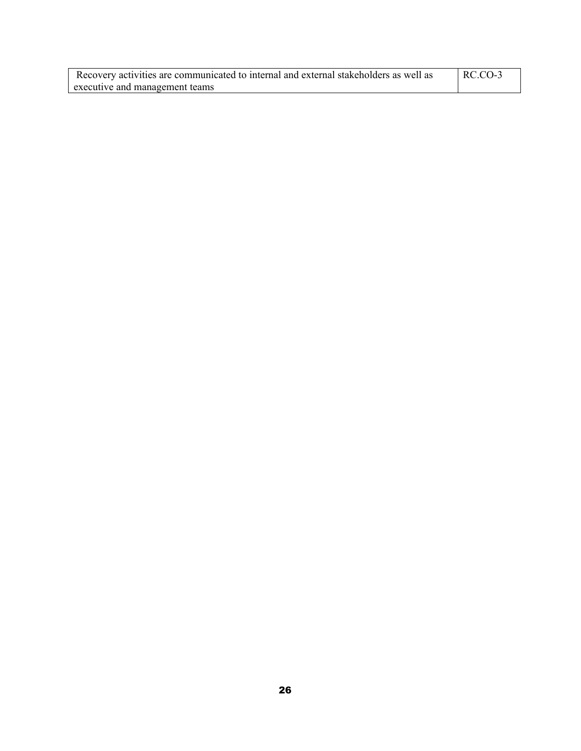| Recovery activities are communicated to internal and external stakeholders as well as executive and management teams | RC.CO-3 |
|---|---|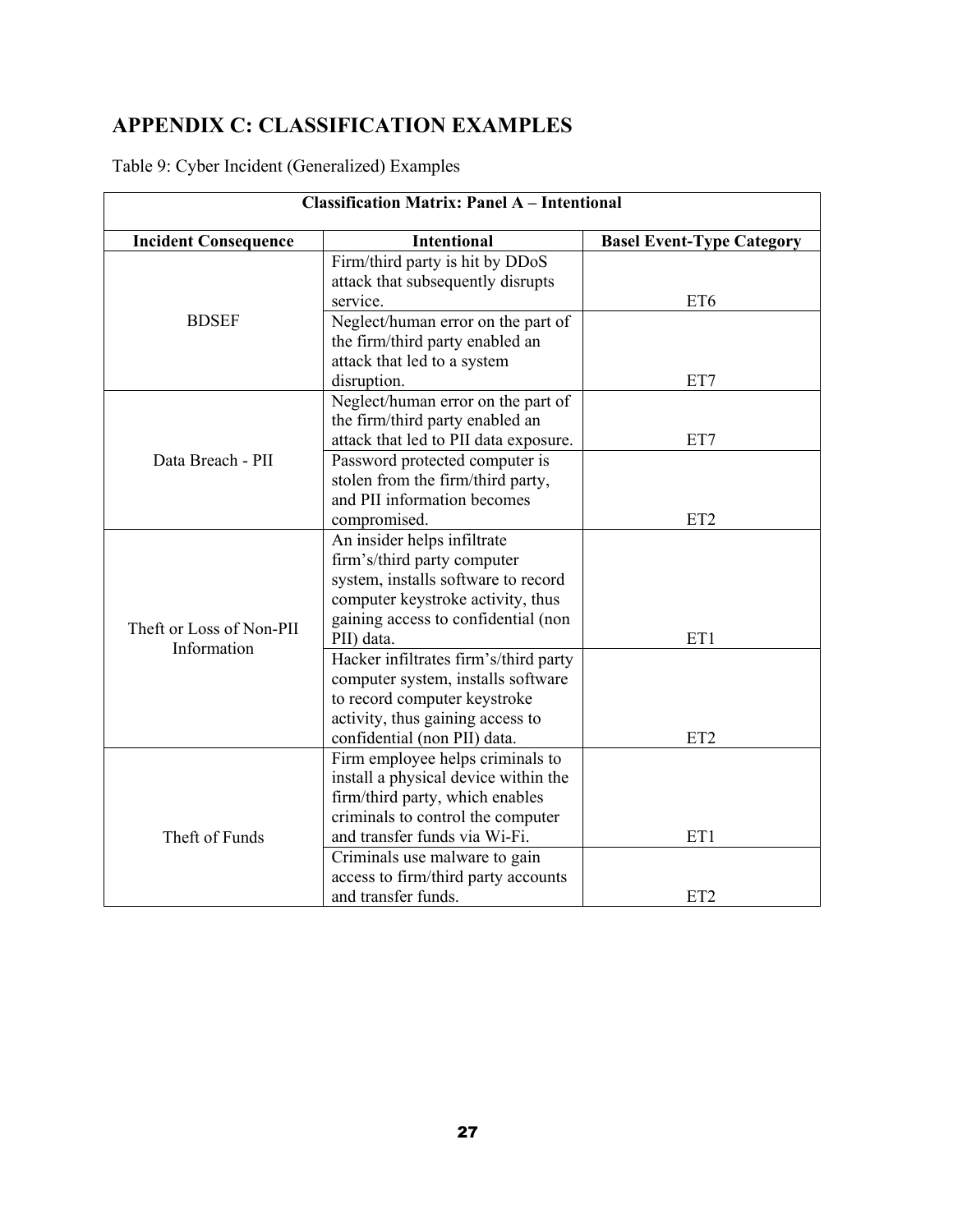# APPENDIX C: CLASSIFICATION EXAMPLES

Table 9: Cyber Incident (Generalized) Examples

| Classification Matrix: Panel A – Intentional | | |
|---|---|---|
| **Incident Consequence** | **Intentional** | **Basel Event-Type Category** |
| BDSEF | Firm/third party is hit by DDoS attack that subsequently disrupts service. | ET6 |
| | Neglect/human error on the part of the firm/third party enabled an attack that led to a system disruption. | ET7 |
| Data Breach - PII | Neglect/human error on the part of the firm/third party enabled an attack that led to PII data exposure. | ET7 |
| | Password protected computer is stolen from the firm/third party, and PII information becomes compromised. | ET2 |
| Theft or Loss of Non-PII Information | An insider helps infiltrate firm's/third party computer system, installs software to record computer keystroke activity, thus gaining access to confidential (non PII) data. | ET1 |
| | Hacker infiltrates firm's/third party computer system, installs software to record computer keystroke activity, thus gaining access to confidential (non PII) data. | ET2 |
| Theft of Funds | Firm employee helps criminals to install a physical device within the firm/third party, which enables criminals to control the computer and transfer funds via Wi-Fi. | ET1 |
| | Criminals use malware to gain access to firm/third party accounts and transfer funds. | ET2 |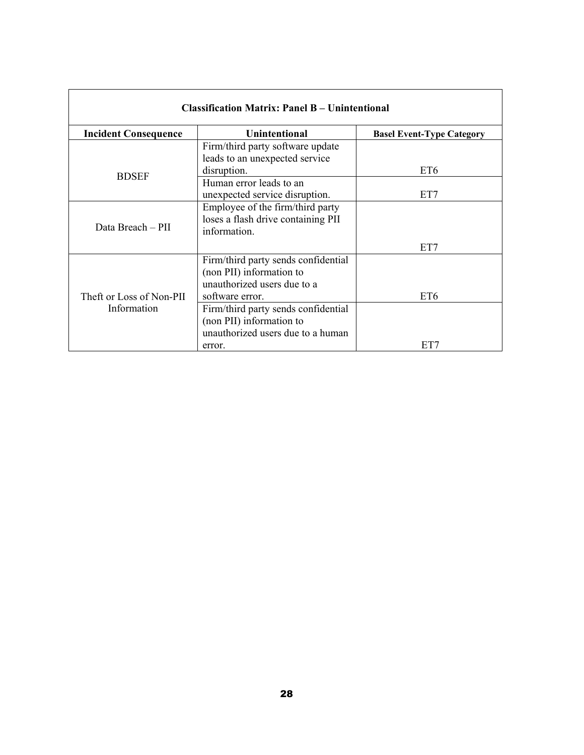| Classification Matrix: Panel B – Unintentional | | |
|---|---|---|
| **Incident Consequence** | **Unintentional** | **Basel Event-Type Category** |
| BDSEF | Firm/third party software update leads to an unexpected service disruption. | ET6 |
| | Human error leads to an unexpected service disruption. | ET7 |
| Data Breach – PII | Employee of the firm/third party loses a flash drive containing PII information. | ET7 |
| Theft or Loss of Non-PII Information | Firm/third party sends confidential (non PII) information to unauthorized users due to a software error. | ET6 |
| | Firm/third party sends confidential (non PII) information to unauthorized users due to a human error. | ET7 |